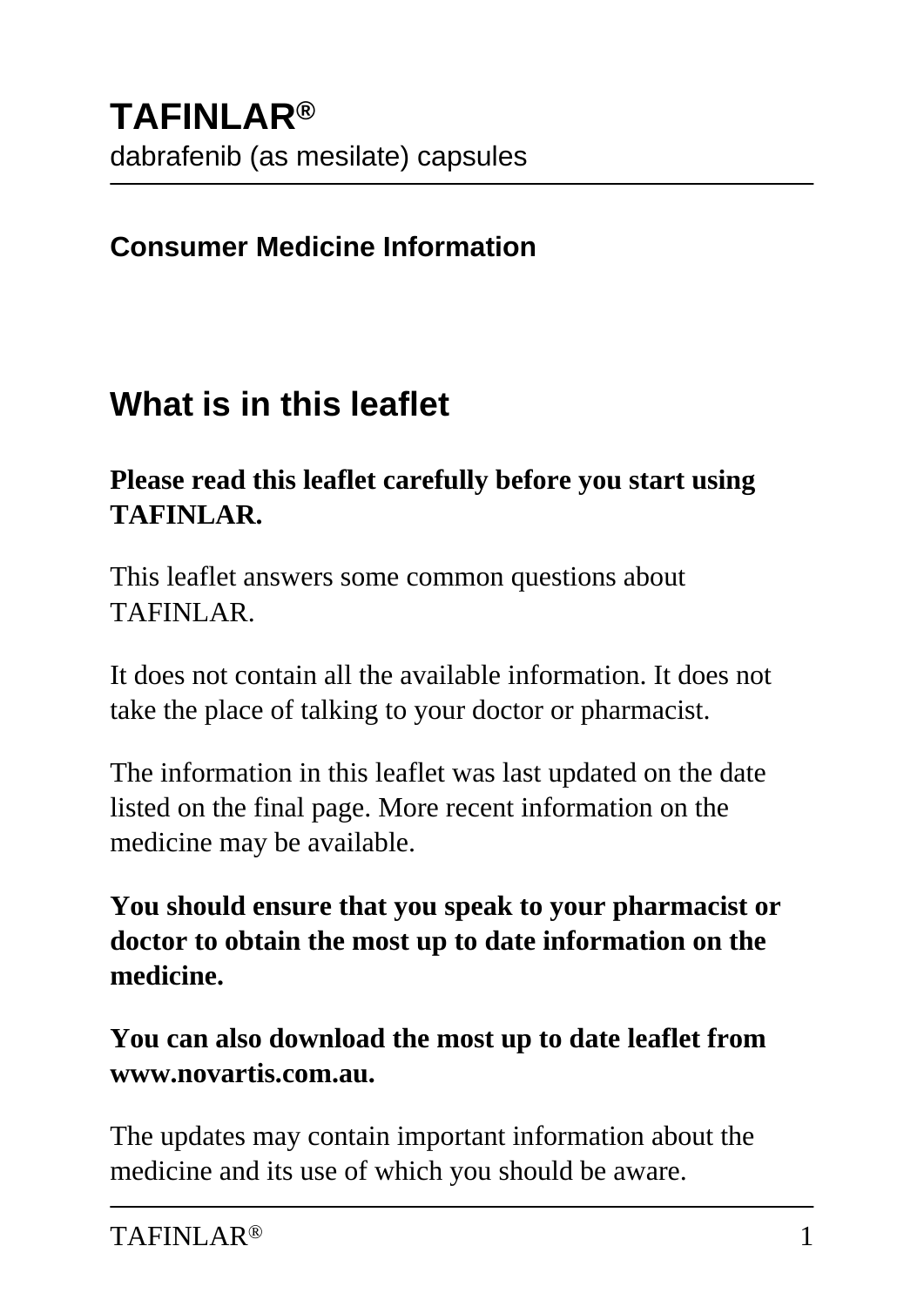# TAFINLAR®

dabrafenib (as mesilate) capsules

**Consumer Medicine Information**

## What is in this leaflet

**Please read this leaflet carefully before you start using TAFINLAR.**

This leaflet answers some common questions about TAFINLAR.

It does not contain all the available information. It does not take the place of talking to your doctor or pharmacist.

The information in this leaflet was last updated on the date listed on the final page. More recent information on the medicine may be available.

**You should ensure that you speak to your pharmacist or doctor to obtain the most up to date information on the medicine.**

**You can also download the most up to date leaflet from www.novartis.com.au.**

The updates may contain important information about the medicine and its use of which you should be aware.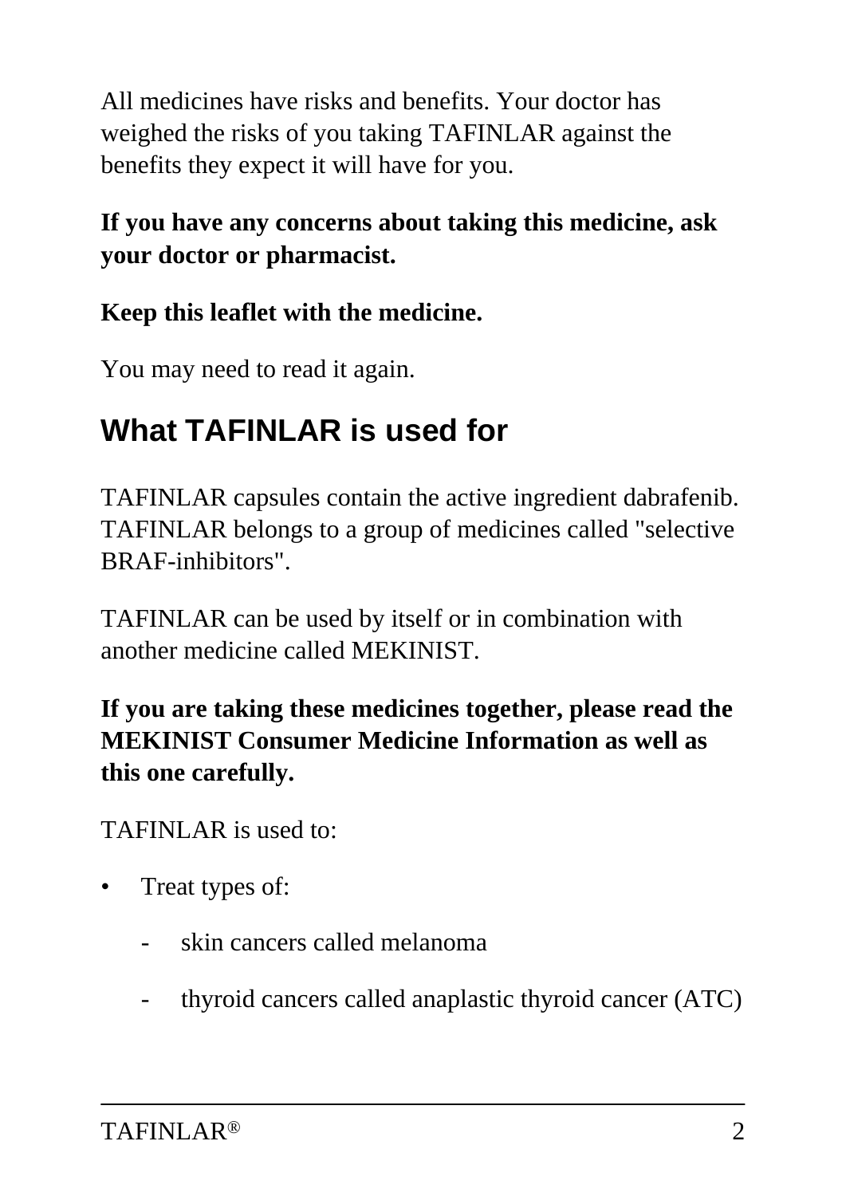All medicines have risks and benefits. Your doctor has weighed the risks of you taking TAFINLAR against the benefits they expect it will have for you.

**If you have any concerns about taking this medicine, ask your doctor or pharmacist.**

**Keep this leaflet with the medicine.**

You may need to read it again.

## What TAFINLAR is used for

TAFINLAR capsules contain the active ingredient dabrafenib. TAFINLAR belongs to a group of medicines called "selective BRAF-inhibitors".

TAFINLAR can be used by itself or in combination with another medicine called MEKINIST.

**If you are taking these medicines together, please read the MEKINIST Consumer Medicine Information as well as this one carefully.**

TAFINLAR is used to:

- Treat types of:
  - skin cancers called melanoma
  - thyroid cancers called anaplastic thyroid cancer (ATC)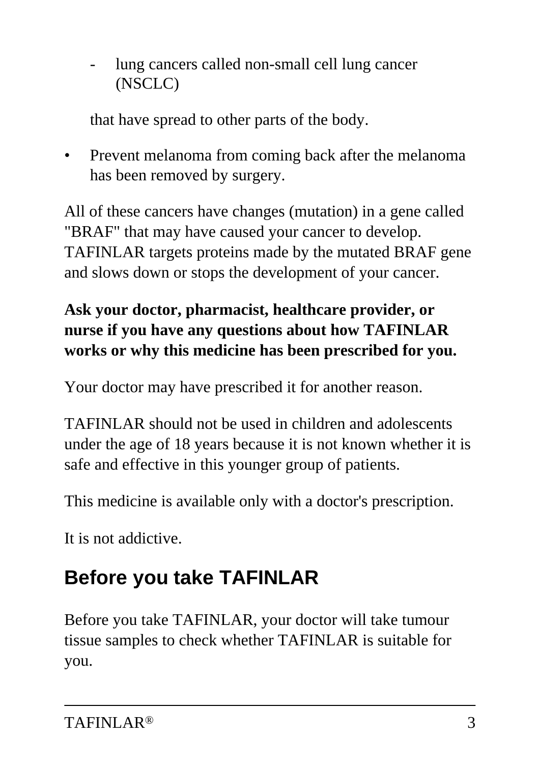- lung cancers called non-small cell lung cancer (NSCLC)

  that have spread to other parts of the body.

- Prevent melanoma from coming back after the melanoma has been removed by surgery.

All of these cancers have changes (mutation) in a gene called "BRAF" that may have caused your cancer to develop. TAFINLAR targets proteins made by the mutated BRAF gene and slows down or stops the development of your cancer.

**Ask your doctor, pharmacist, healthcare provider, or nurse if you have any questions about how TAFINLAR works or why this medicine has been prescribed for you.**

Your doctor may have prescribed it for another reason.

TAFINLAR should not be used in children and adolescents under the age of 18 years because it is not known whether it is safe and effective in this younger group of patients.

This medicine is available only with a doctor's prescription.

It is not addictive.

## Before you take TAFINLAR

Before you take TAFINLAR, your doctor will take tumour tissue samples to check whether TAFINLAR is suitable for you.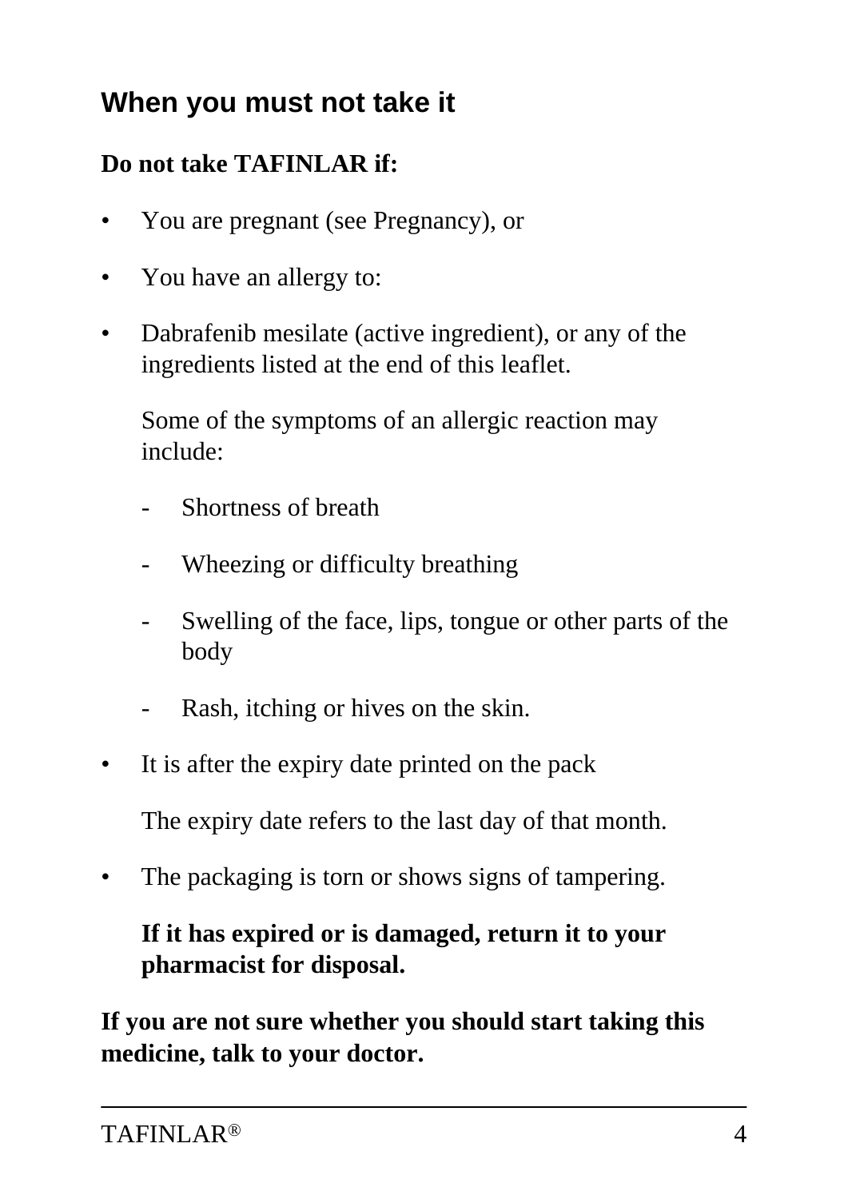## When you must not take it

**Do not take TAFINLAR if:**

- You are pregnant (see Pregnancy), or
- You have an allergy to:
- Dabrafenib mesilate (active ingredient), or any of the ingredients listed at the end of this leaflet.

  Some of the symptoms of an allergic reaction may include:

  - Shortness of breath
  - Wheezing or difficulty breathing
  - Swelling of the face, lips, tongue or other parts of the body
  - Rash, itching or hives on the skin.

- It is after the expiry date printed on the pack

  The expiry date refers to the last day of that month.

- The packaging is torn or shows signs of tampering.

  **If it has expired or is damaged, return it to your pharmacist for disposal.**

**If you are not sure whether you should start taking this medicine, talk to your doctor.**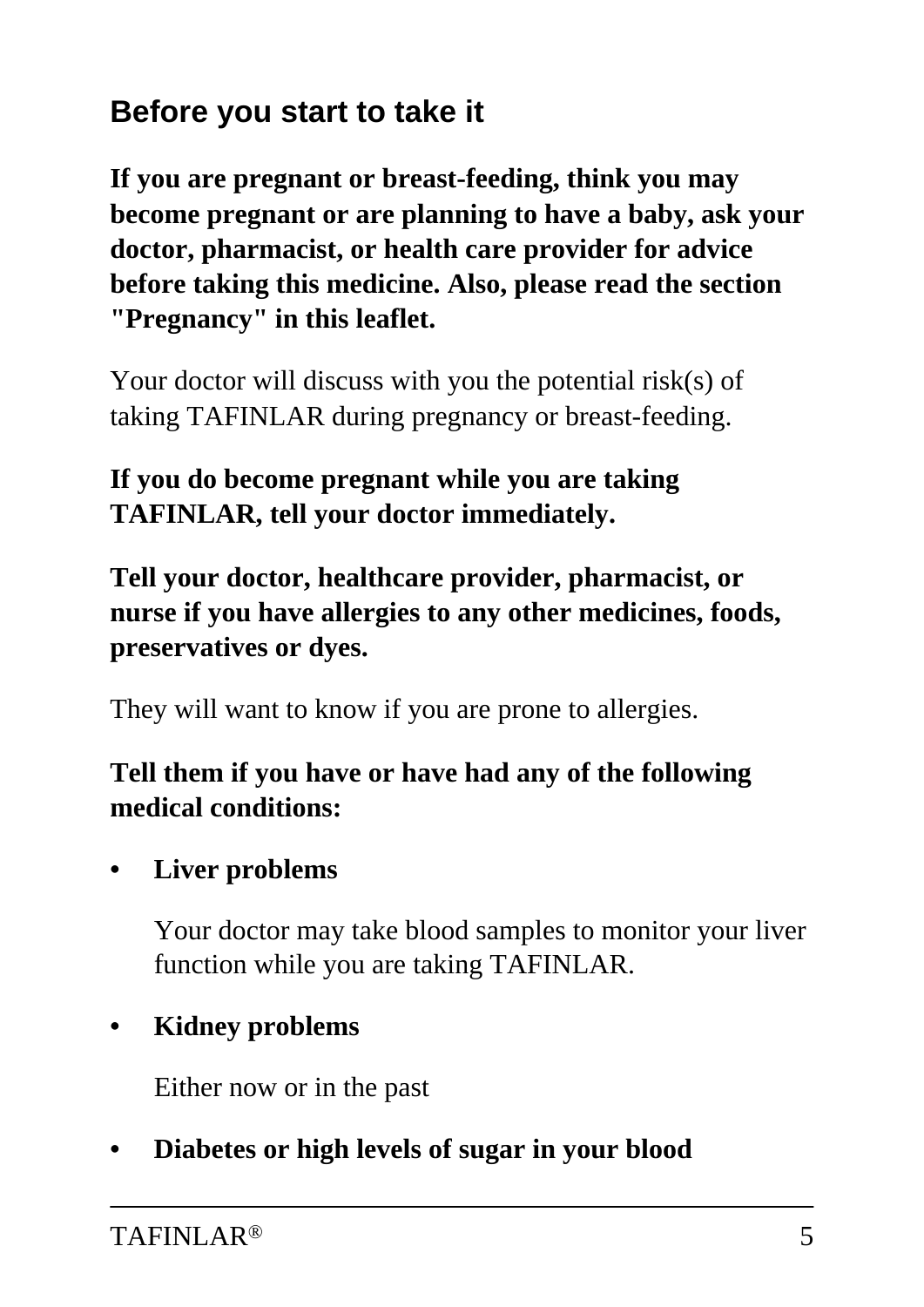## Before you start to take it

**If you are pregnant or breast-feeding, think you may become pregnant or are planning to have a baby, ask your doctor, pharmacist, or health care provider for advice before taking this medicine. Also, please read the section "Pregnancy" in this leaflet.**

Your doctor will discuss with you the potential risk(s) of taking TAFINLAR during pregnancy or breast-feeding.

**If you do become pregnant while you are taking TAFINLAR, tell your doctor immediately.**

**Tell your doctor, healthcare provider, pharmacist, or nurse if you have allergies to any other medicines, foods, preservatives or dyes.**

They will want to know if you are prone to allergies.

**Tell them if you have or have had any of the following medical conditions:**

- **Liver problems**

  Your doctor may take blood samples to monitor your liver function while you are taking TAFINLAR.

- **Kidney problems**

  Either now or in the past

- **Diabetes or high levels of sugar in your blood**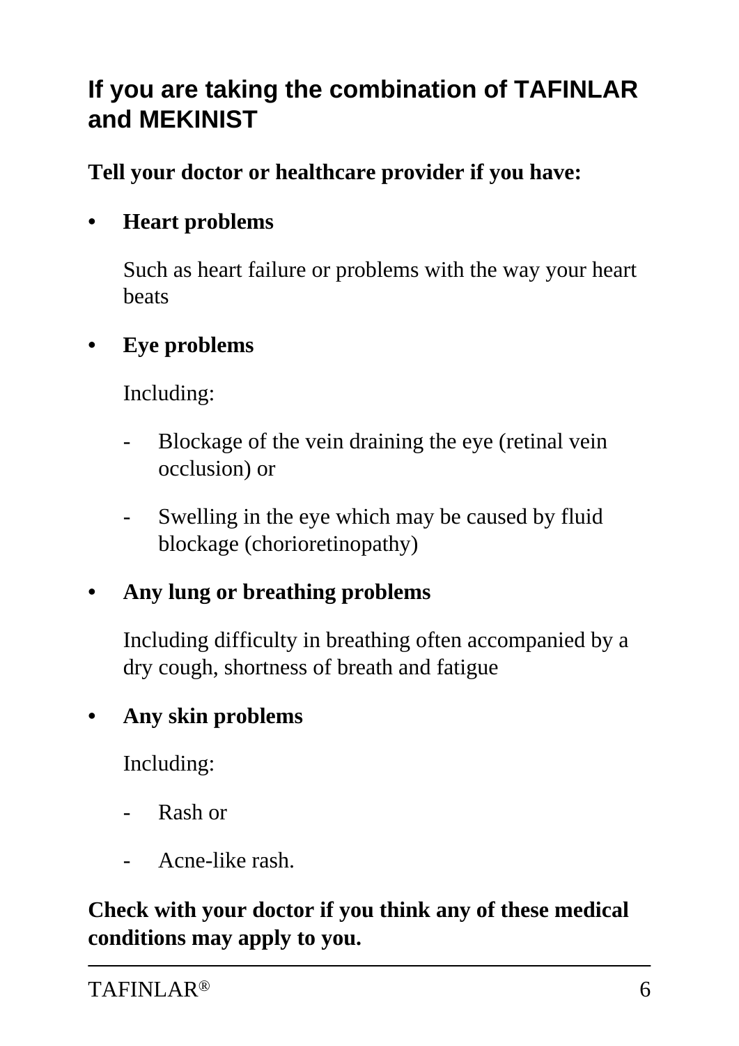## If you are taking the combination of TAFINLAR and MEKINIST

**Tell your doctor or healthcare provider if you have:**

- **Heart problems**

  Such as heart failure or problems with the way your heart beats

- **Eye problems**

  Including:

  - Blockage of the vein draining the eye (retinal vein occlusion) or
  - Swelling in the eye which may be caused by fluid blockage (chorioretinopathy)

- **Any lung or breathing problems**

  Including difficulty in breathing often accompanied by a dry cough, shortness of breath and fatigue

- **Any skin problems**

  Including:

  - Rash or
  - Acne-like rash.

**Check with your doctor if you think any of these medical conditions may apply to you.**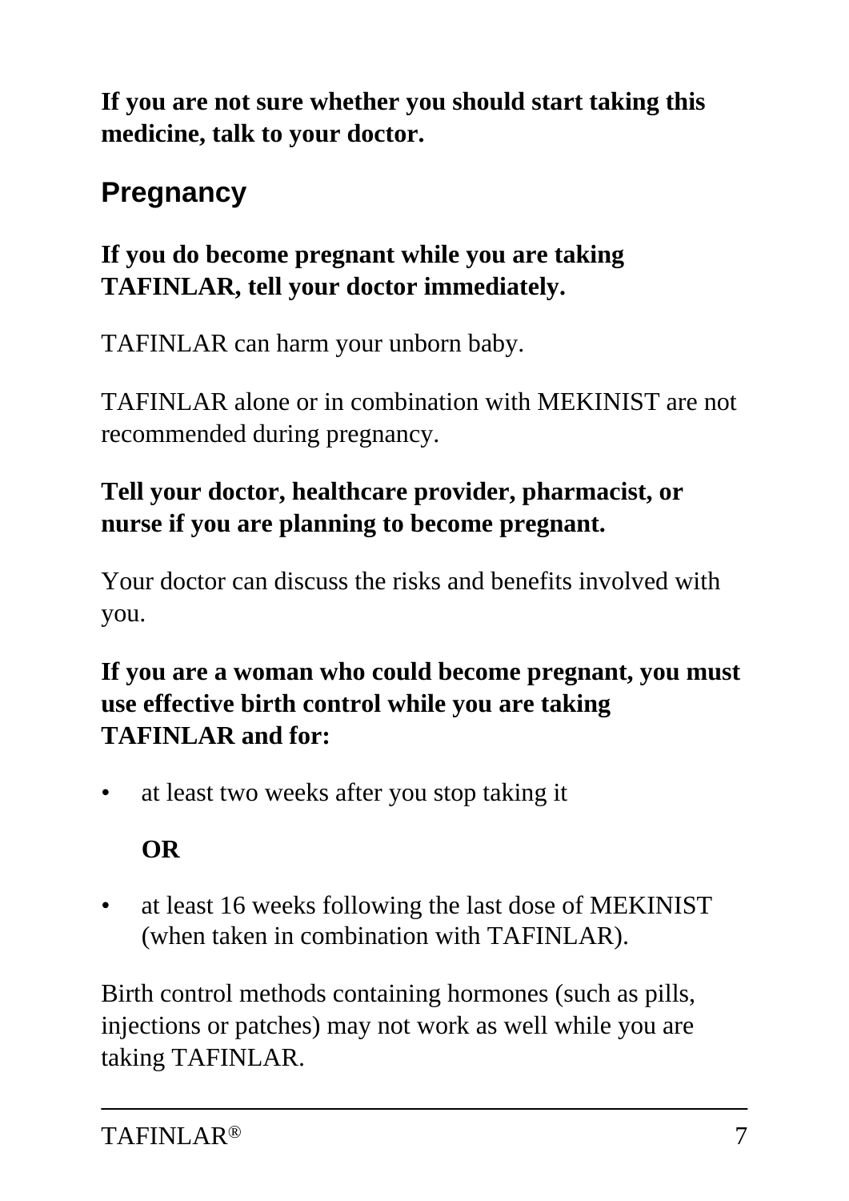**If you are not sure whether you should start taking this medicine, talk to your doctor.**

## Pregnancy

**If you do become pregnant while you are taking TAFINLAR, tell your doctor immediately.**

TAFINLAR can harm your unborn baby.

TAFINLAR alone or in combination with MEKINIST are not recommended during pregnancy.

**Tell your doctor, healthcare provider, pharmacist, or nurse if you are planning to become pregnant.**

Your doctor can discuss the risks and benefits involved with you.

**If you are a woman who could become pregnant, you must use effective birth control while you are taking TAFINLAR and for:**

- at least two weeks after you stop taking it

  **OR**

- at least 16 weeks following the last dose of MEKINIST (when taken in combination with TAFINLAR).

Birth control methods containing hormones (such as pills, injections or patches) may not work as well while you are taking TAFINLAR.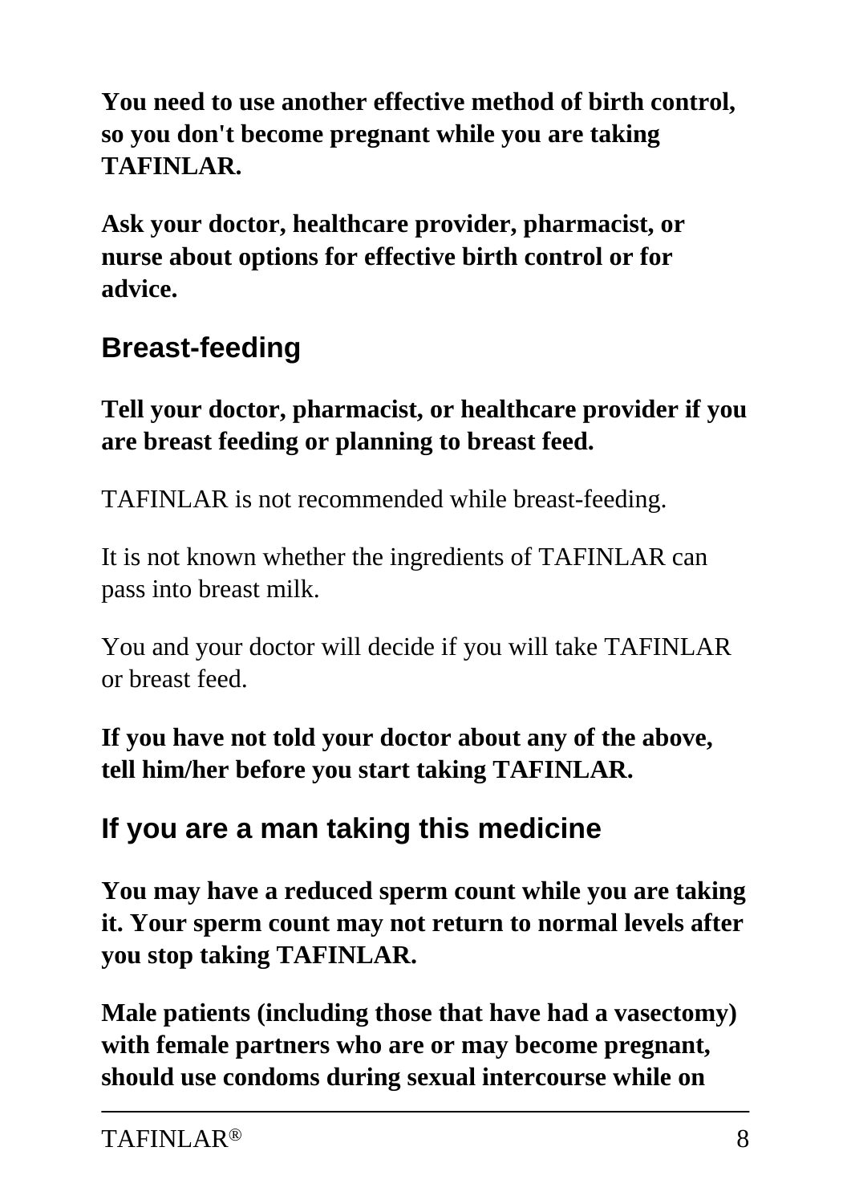**You need to use another effective method of birth control, so you don't become pregnant while you are taking TAFINLAR.**

**Ask your doctor, healthcare provider, pharmacist, or nurse about options for effective birth control or for advice.**

## Breast-feeding

**Tell your doctor, pharmacist, or healthcare provider if you are breast feeding or planning to breast feed.**

TAFINLAR is not recommended while breast-feeding.

It is not known whether the ingredients of TAFINLAR can pass into breast milk.

You and your doctor will decide if you will take TAFINLAR or breast feed.

**If you have not told your doctor about any of the above, tell him/her before you start taking TAFINLAR.**

## If you are a man taking this medicine

**You may have a reduced sperm count while you are taking it. Your sperm count may not return to normal levels after you stop taking TAFINLAR.**

**Male patients (including those that have had a vasectomy) with female partners who are or may become pregnant, should use condoms during sexual intercourse while on**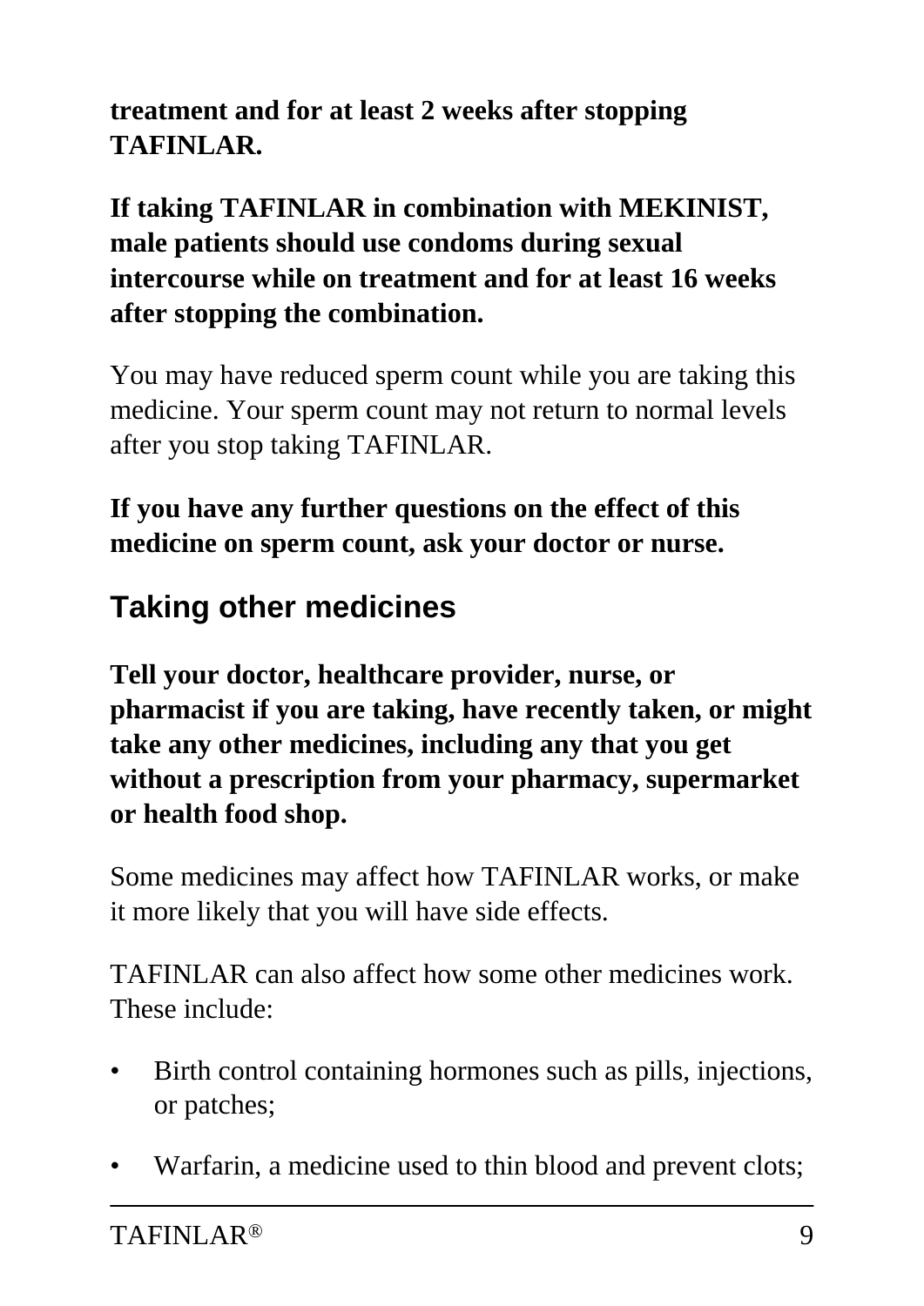**treatment and for at least 2 weeks after stopping TAFINLAR.**

**If taking TAFINLAR in combination with MEKINIST, male patients should use condoms during sexual intercourse while on treatment and for at least 16 weeks after stopping the combination.**

You may have reduced sperm count while you are taking this medicine. Your sperm count may not return to normal levels after you stop taking TAFINLAR.

**If you have any further questions on the effect of this medicine on sperm count, ask your doctor or nurse.**

## Taking other medicines

**Tell your doctor, healthcare provider, nurse, or pharmacist if you are taking, have recently taken, or might take any other medicines, including any that you get without a prescription from your pharmacy, supermarket or health food shop.**

Some medicines may affect how TAFINLAR works, or make it more likely that you will have side effects.

TAFINLAR can also affect how some other medicines work. These include:

- Birth control containing hormones such as pills, injections, or patches;
- Warfarin, a medicine used to thin blood and prevent clots;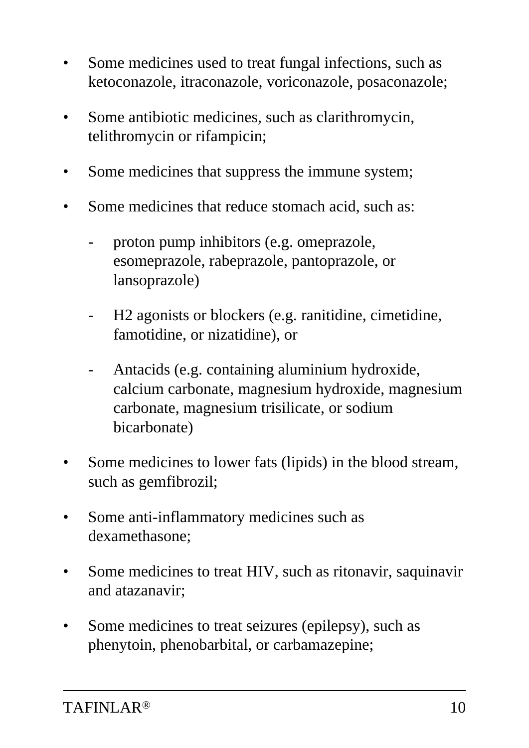- Some medicines used to treat fungal infections, such as ketoconazole, itraconazole, voriconazole, posaconazole;
- Some antibiotic medicines, such as clarithromycin, telithromycin or rifampicin;
- Some medicines that suppress the immune system;
- Some medicines that reduce stomach acid, such as:
    - proton pump inhibitors (e.g. omeprazole, esomeprazole, rabeprazole, pantoprazole, or lansoprazole)
    - H2 agonists or blockers (e.g. ranitidine, cimetidine, famotidine, or nizatidine), or
    - Antacids (e.g. containing aluminium hydroxide, calcium carbonate, magnesium hydroxide, magnesium carbonate, magnesium trisilicate, or sodium bicarbonate)
- Some medicines to lower fats (lipids) in the blood stream, such as gemfibrozil;
- Some anti-inflammatory medicines such as dexamethasone;
- Some medicines to treat HIV, such as ritonavir, saquinavir and atazanavir;
- Some medicines to treat seizures (epilepsy), such as phenytoin, phenobarbital, or carbamazepine;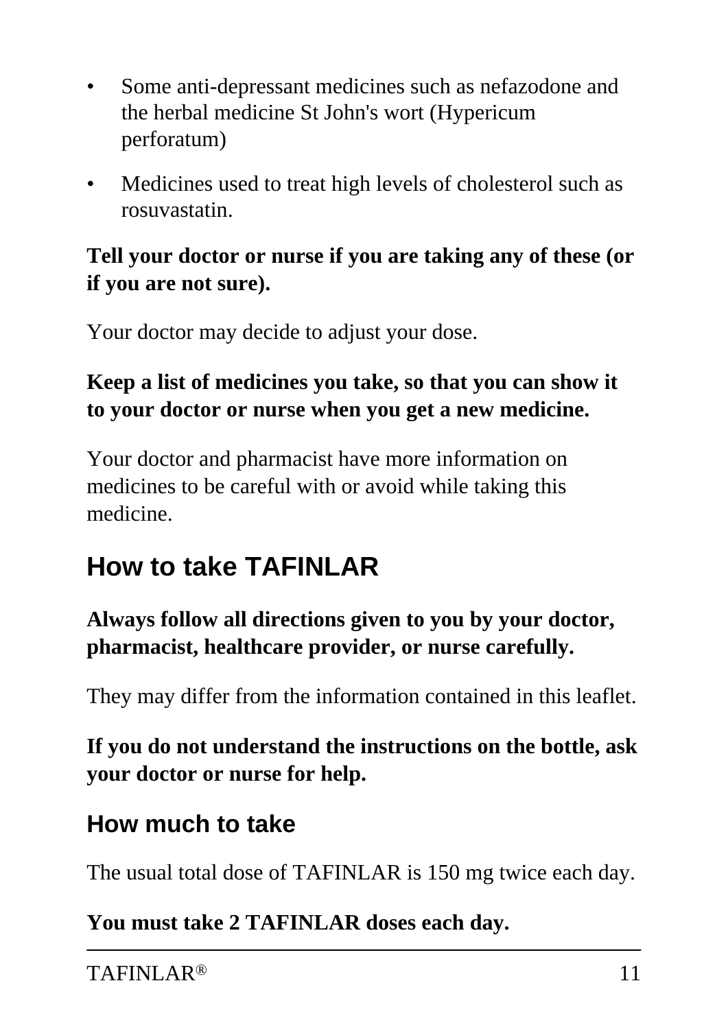- Some anti-depressant medicines such as nefazodone and the herbal medicine St John's wort (Hypericum perforatum)
- Medicines used to treat high levels of cholesterol such as rosuvastatin.

**Tell your doctor or nurse if you are taking any of these (or if you are not sure).**

Your doctor may decide to adjust your dose.

**Keep a list of medicines you take, so that you can show it to your doctor or nurse when you get a new medicine.**

Your doctor and pharmacist have more information on medicines to be careful with or avoid while taking this medicine.

# How to take TAFINLAR

**Always follow all directions given to you by your doctor, pharmacist, healthcare provider, or nurse carefully.**

They may differ from the information contained in this leaflet.

**If you do not understand the instructions on the bottle, ask your doctor or nurse for help.**

## How much to take

The usual total dose of TAFINLAR is 150 mg twice each day.

**You must take 2 TAFINLAR doses each day.**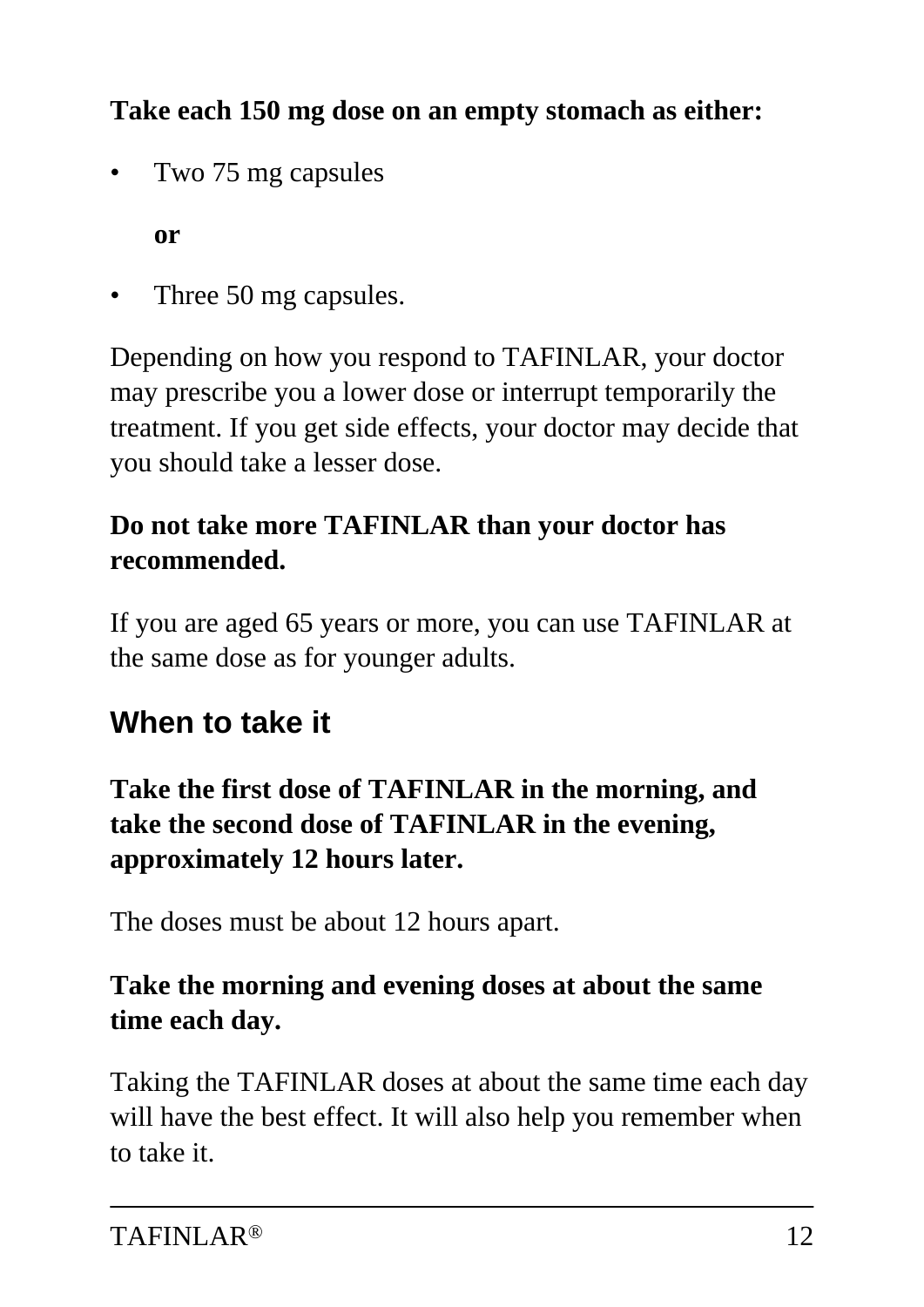**Take each 150 mg dose on an empty stomach as either:**

- Two 75 mg capsules

  **or**

- Three 50 mg capsules.

Depending on how you respond to TAFINLAR, your doctor may prescribe you a lower dose or interrupt temporarily the treatment. If you get side effects, your doctor may decide that you should take a lesser dose.

**Do not take more TAFINLAR than your doctor has recommended.**

If you are aged 65 years or more, you can use TAFINLAR at the same dose as for younger adults.

## When to take it

**Take the first dose of TAFINLAR in the morning, and take the second dose of TAFINLAR in the evening, approximately 12 hours later.**

The doses must be about 12 hours apart.

**Take the morning and evening doses at about the same time each day.**

Taking the TAFINLAR doses at about the same time each day will have the best effect. It will also help you remember when to take it.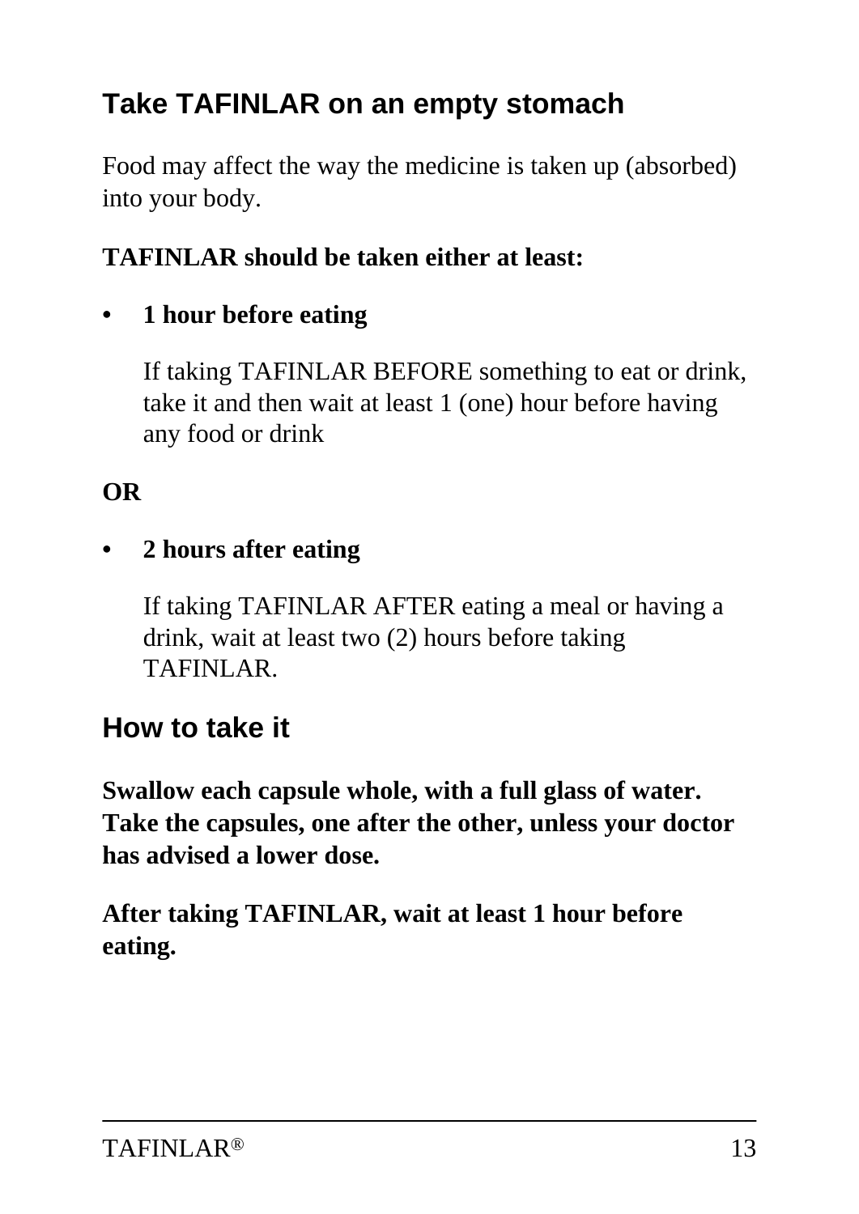## Take TAFINLAR on an empty stomach

Food may affect the way the medicine is taken up (absorbed) into your body.

**TAFINLAR should be taken either at least:**

- **1 hour before eating**

  If taking TAFINLAR BEFORE something to eat or drink, take it and then wait at least 1 (one) hour before having any food or drink

**OR**

- **2 hours after eating**

  If taking TAFINLAR AFTER eating a meal or having a drink, wait at least two (2) hours before taking TAFINLAR.

## How to take it

**Swallow each capsule whole, with a full glass of water. Take the capsules, one after the other, unless your doctor has advised a lower dose.**

**After taking TAFINLAR, wait at least 1 hour before eating.**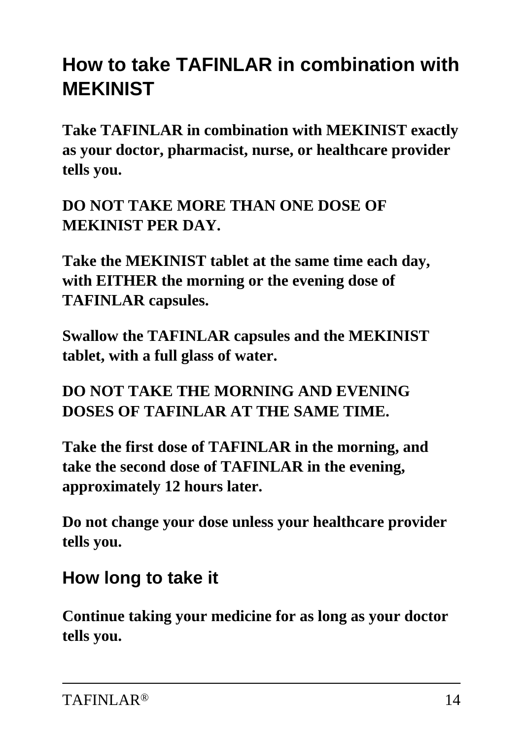## How to take TAFINLAR in combination with MEKINIST

**Take TAFINLAR in combination with MEKINIST exactly as your doctor, pharmacist, nurse, or healthcare provider tells you.**

**DO NOT TAKE MORE THAN ONE DOSE OF MEKINIST PER DAY.**

**Take the MEKINIST tablet at the same time each day, with EITHER the morning or the evening dose of TAFINLAR capsules.**

**Swallow the TAFINLAR capsules and the MEKINIST tablet, with a full glass of water.**

**DO NOT TAKE THE MORNING AND EVENING DOSES OF TAFINLAR AT THE SAME TIME.**

**Take the first dose of TAFINLAR in the morning, and take the second dose of TAFINLAR in the evening, approximately 12 hours later.**

**Do not change your dose unless your healthcare provider tells you.**

### How long to take it

**Continue taking your medicine for as long as your doctor tells you.**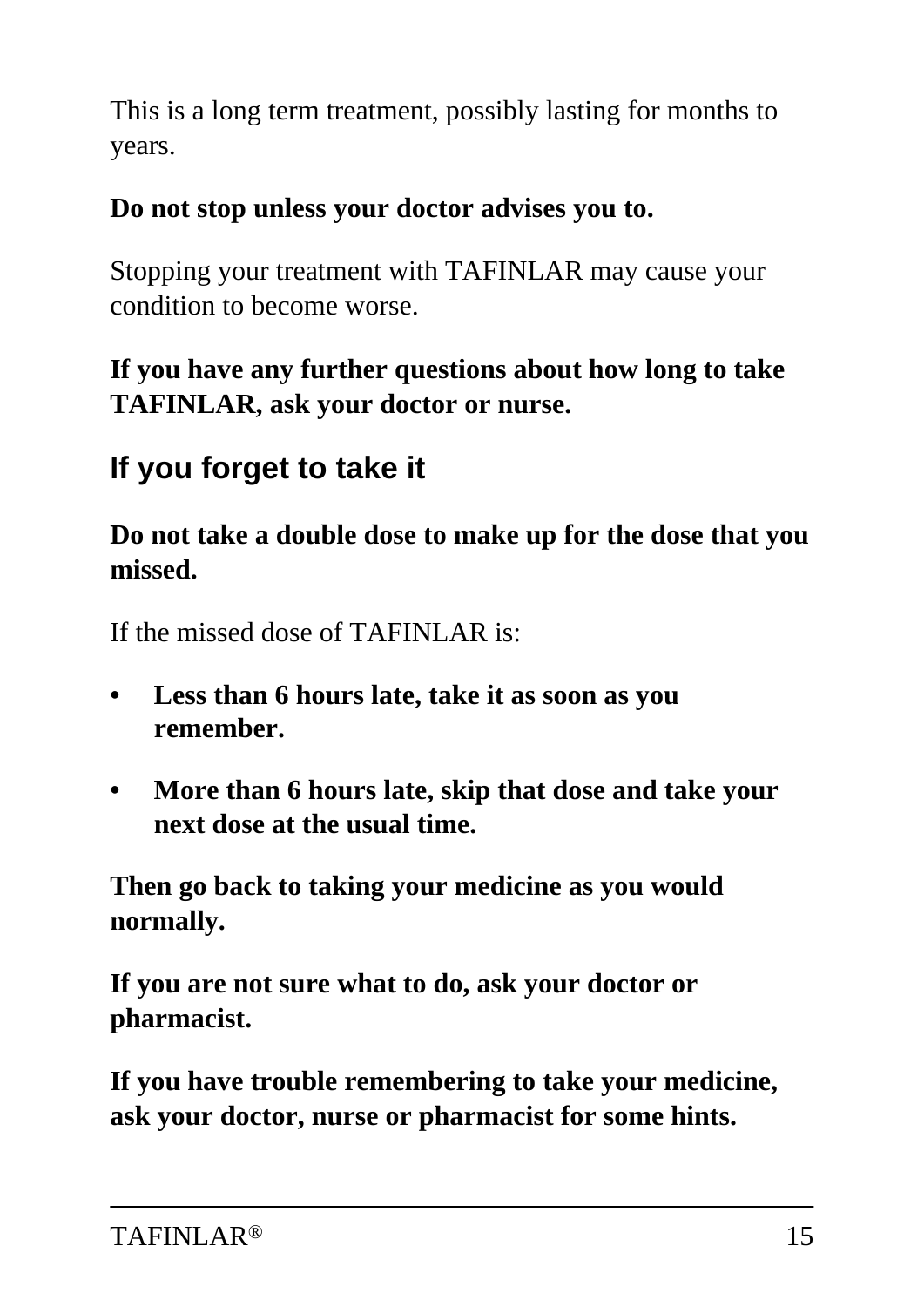This is a long term treatment, possibly lasting for months to years.

**Do not stop unless your doctor advises you to.**

Stopping your treatment with TAFINLAR may cause your condition to become worse.

**If you have any further questions about how long to take TAFINLAR, ask your doctor or nurse.**

## If you forget to take it

**Do not take a double dose to make up for the dose that you missed.**

If the missed dose of TAFINLAR is:

- **Less than 6 hours late, take it as soon as you remember.**
- **More than 6 hours late, skip that dose and take your next dose at the usual time.**

**Then go back to taking your medicine as you would normally.**

**If you are not sure what to do, ask your doctor or pharmacist.**

**If you have trouble remembering to take your medicine, ask your doctor, nurse or pharmacist for some hints.**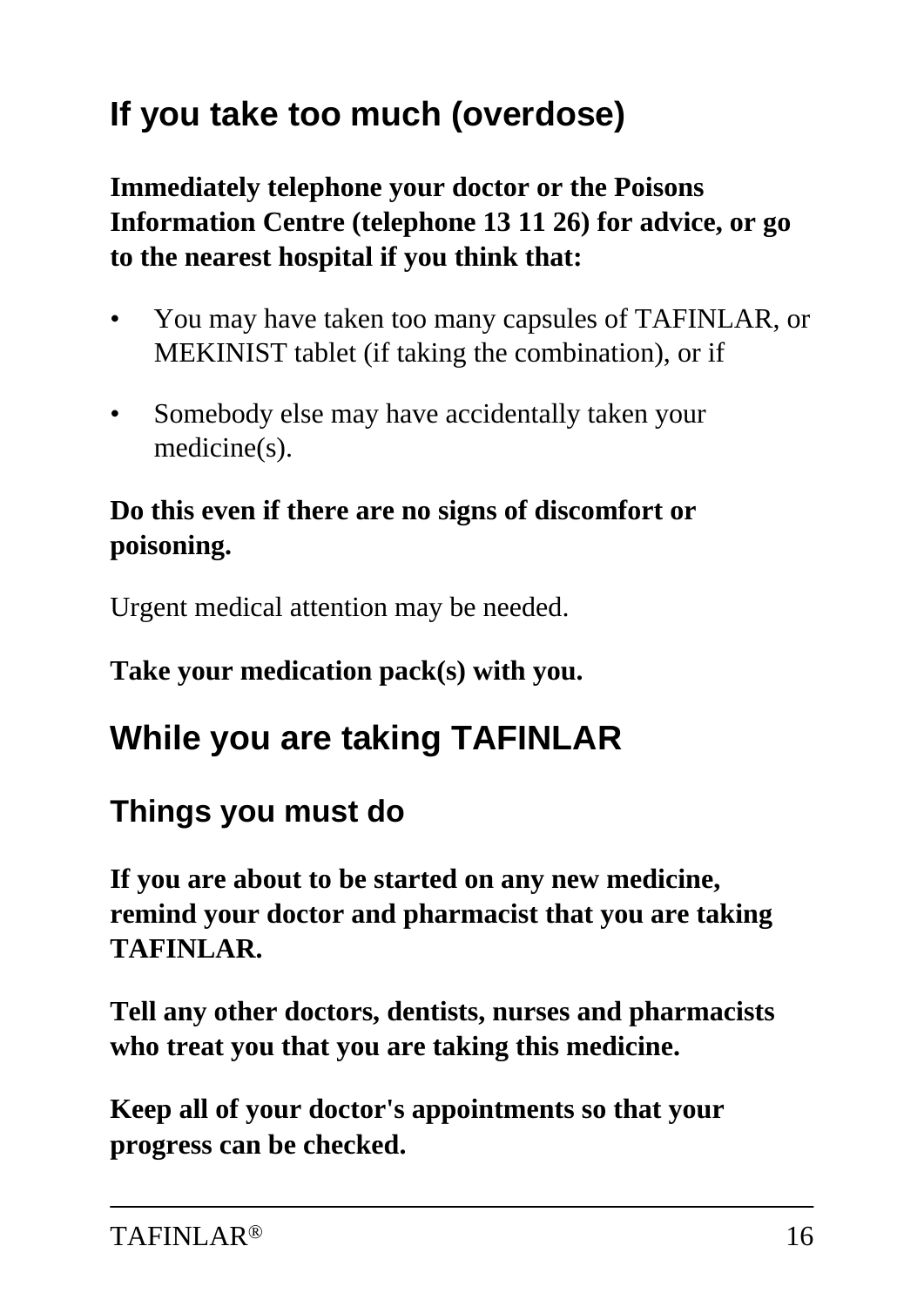## If you take too much (overdose)

**Immediately telephone your doctor or the Poisons Information Centre (telephone 13 11 26) for advice, or go to the nearest hospital if you think that:**

- You may have taken too many capsules of TAFINLAR, or MEKINIST tablet (if taking the combination), or if
- Somebody else may have accidentally taken your medicine(s).

**Do this even if there are no signs of discomfort or poisoning.**

Urgent medical attention may be needed.

**Take your medication pack(s) with you.**

## While you are taking TAFINLAR

### Things you must do

**If you are about to be started on any new medicine, remind your doctor and pharmacist that you are taking TAFINLAR.**

**Tell any other doctors, dentists, nurses and pharmacists who treat you that you are taking this medicine.**

**Keep all of your doctor's appointments so that your progress can be checked.**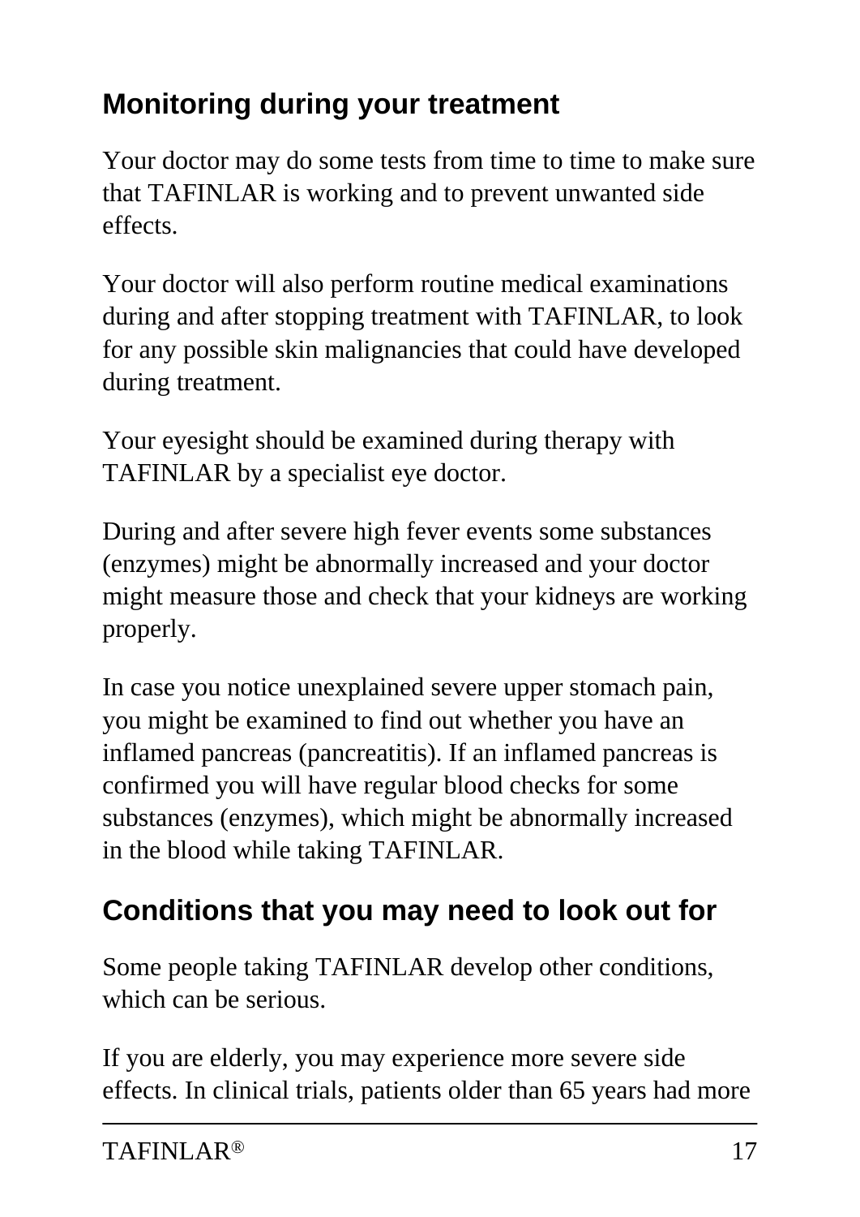## Monitoring during your treatment

Your doctor may do some tests from time to time to make sure that TAFINLAR is working and to prevent unwanted side effects.

Your doctor will also perform routine medical examinations during and after stopping treatment with TAFINLAR, to look for any possible skin malignancies that could have developed during treatment.

Your eyesight should be examined during therapy with TAFINLAR by a specialist eye doctor.

During and after severe high fever events some substances (enzymes) might be abnormally increased and your doctor might measure those and check that your kidneys are working properly.

In case you notice unexplained severe upper stomach pain, you might be examined to find out whether you have an inflamed pancreas (pancreatitis). If an inflamed pancreas is confirmed you will have regular blood checks for some substances (enzymes), which might be abnormally increased in the blood while taking TAFINLAR.

## Conditions that you may need to look out for

Some people taking TAFINLAR develop other conditions, which can be serious.

If you are elderly, you may experience more severe side effects. In clinical trials, patients older than 65 years had more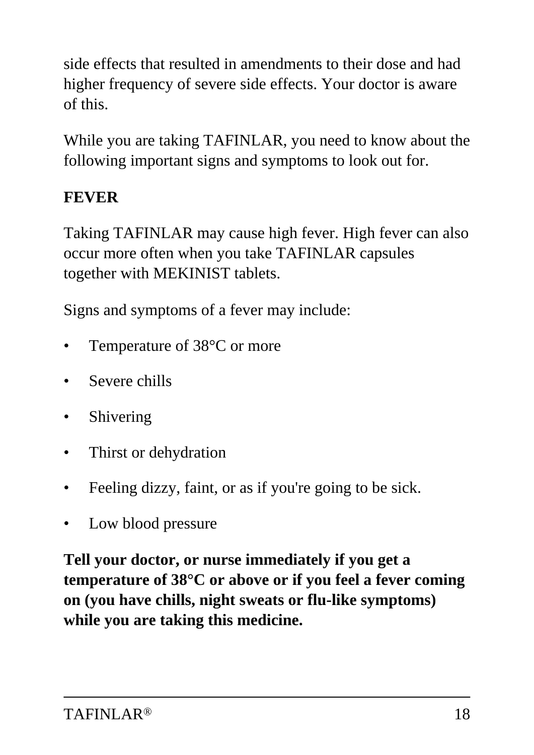side effects that resulted in amendments to their dose and had higher frequency of severe side effects. Your doctor is aware of this.

While you are taking TAFINLAR, you need to know about the following important signs and symptoms to look out for.

**FEVER**

Taking TAFINLAR may cause high fever. High fever can also occur more often when you take TAFINLAR capsules together with MEKINIST tablets.

Signs and symptoms of a fever may include:

- Temperature of 38°C or more
- Severe chills
- Shivering
- Thirst or dehydration
- Feeling dizzy, faint, or as if you're going to be sick.
- Low blood pressure

**Tell your doctor, or nurse immediately if you get a temperature of 38°C or above or if you feel a fever coming on (you have chills, night sweats or flu-like symptoms) while you are taking this medicine.**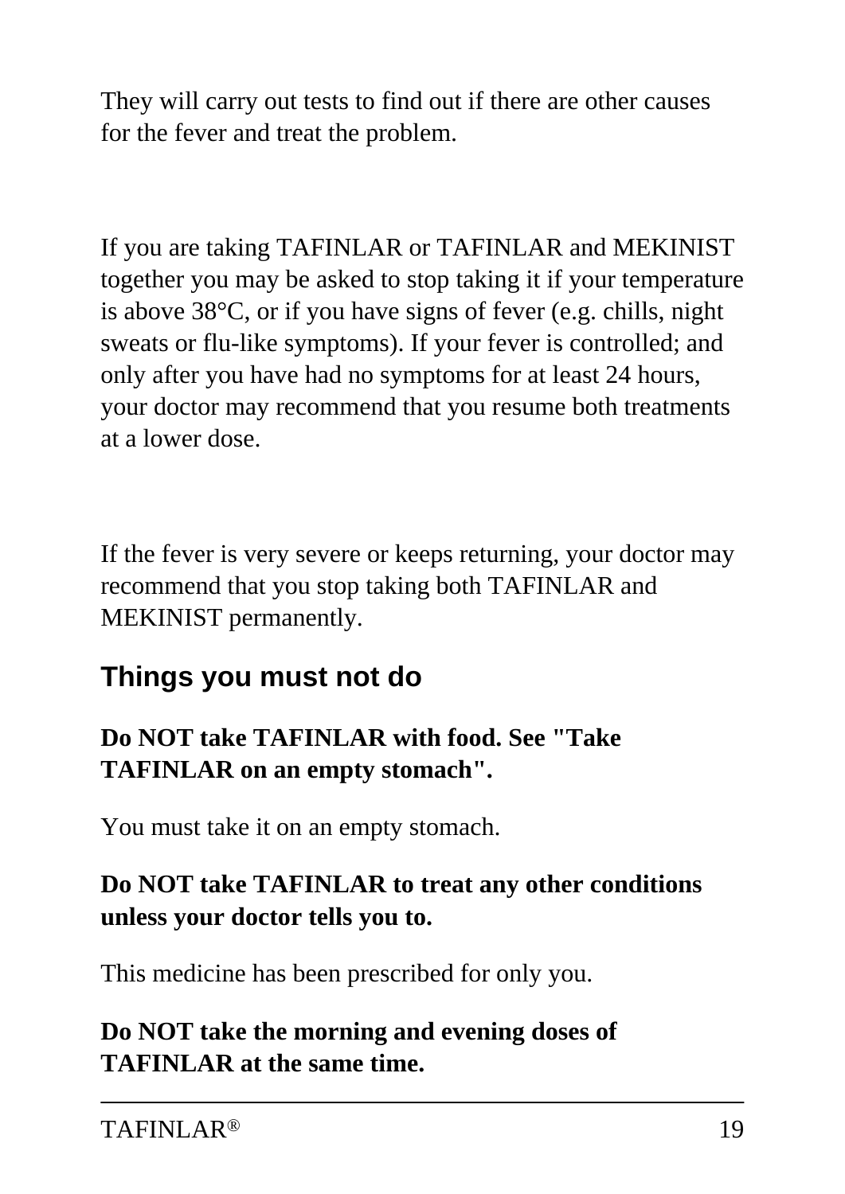They will carry out tests to find out if there are other causes for the fever and treat the problem.

If you are taking TAFINLAR or TAFINLAR and MEKINIST together you may be asked to stop taking it if your temperature is above 38°C, or if you have signs of fever (e.g. chills, night sweats or flu-like symptoms). If your fever is controlled; and only after you have had no symptoms for at least 24 hours, your doctor may recommend that you resume both treatments at a lower dose.

If the fever is very severe or keeps returning, your doctor may recommend that you stop taking both TAFINLAR and MEKINIST permanently.

## Things you must not do

**Do NOT take TAFINLAR with food. See "Take TAFINLAR on an empty stomach".**

You must take it on an empty stomach.

**Do NOT take TAFINLAR to treat any other conditions unless your doctor tells you to.**

This medicine has been prescribed for only you.

**Do NOT take the morning and evening doses of TAFINLAR at the same time.**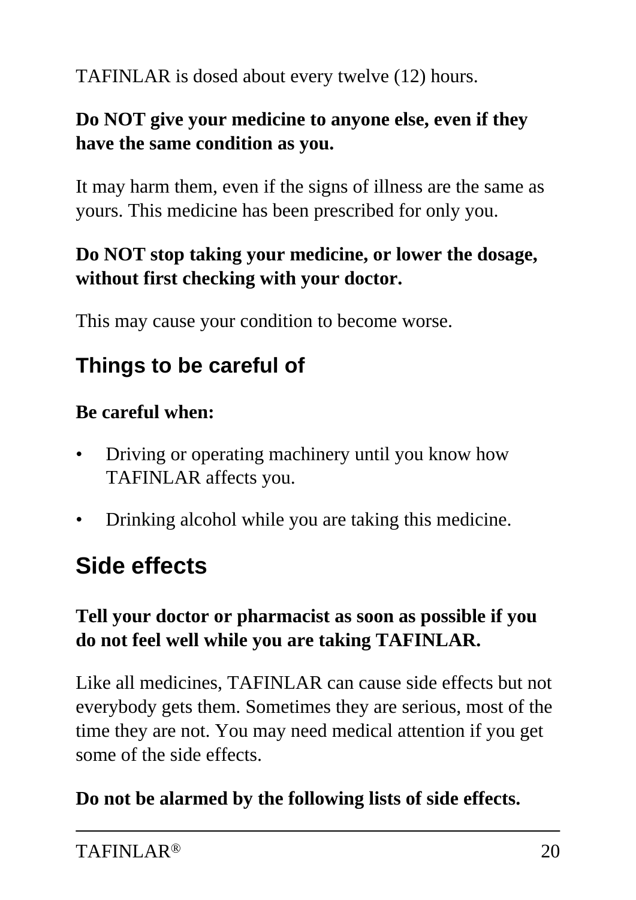TAFINLAR is dosed about every twelve (12) hours.

**Do NOT give your medicine to anyone else, even if they have the same condition as you.**

It may harm them, even if the signs of illness are the same as yours. This medicine has been prescribed for only you.

**Do NOT stop taking your medicine, or lower the dosage, without first checking with your doctor.**

This may cause your condition to become worse.

## Things to be careful of

**Be careful when:**

- Driving or operating machinery until you know how TAFINLAR affects you.
- Drinking alcohol while you are taking this medicine.

# Side effects

**Tell your doctor or pharmacist as soon as possible if you do not feel well while you are taking TAFINLAR.**

Like all medicines, TAFINLAR can cause side effects but not everybody gets them. Sometimes they are serious, most of the time they are not. You may need medical attention if you get some of the side effects.

**Do not be alarmed by the following lists of side effects.**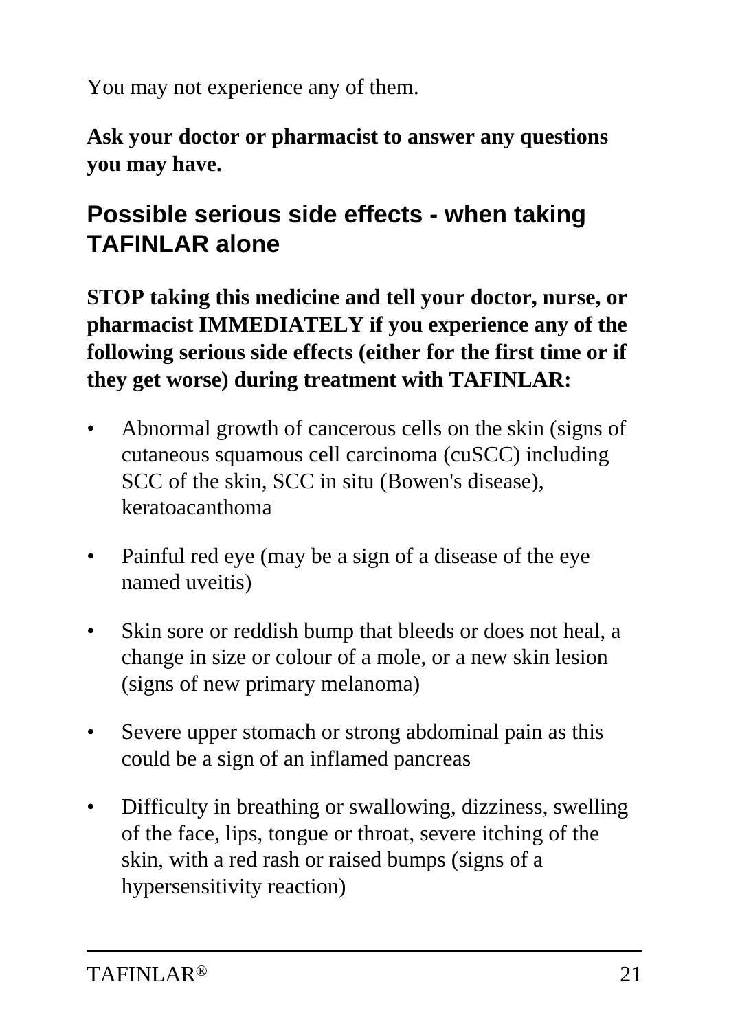You may not experience any of them.

**Ask your doctor or pharmacist to answer any questions you may have.**

## Possible serious side effects - when taking TAFINLAR alone

**STOP taking this medicine and tell your doctor, nurse, or pharmacist IMMEDIATELY if you experience any of the following serious side effects (either for the first time or if they get worse) during treatment with TAFINLAR:**

- Abnormal growth of cancerous cells on the skin (signs of cutaneous squamous cell carcinoma (cuSCC) including SCC of the skin, SCC in situ (Bowen's disease), keratoacanthoma
- Painful red eye (may be a sign of a disease of the eye named uveitis)
- Skin sore or reddish bump that bleeds or does not heal, a change in size or colour of a mole, or a new skin lesion (signs of new primary melanoma)
- Severe upper stomach or strong abdominal pain as this could be a sign of an inflamed pancreas
- Difficulty in breathing or swallowing, dizziness, swelling of the face, lips, tongue or throat, severe itching of the skin, with a red rash or raised bumps (signs of a hypersensitivity reaction)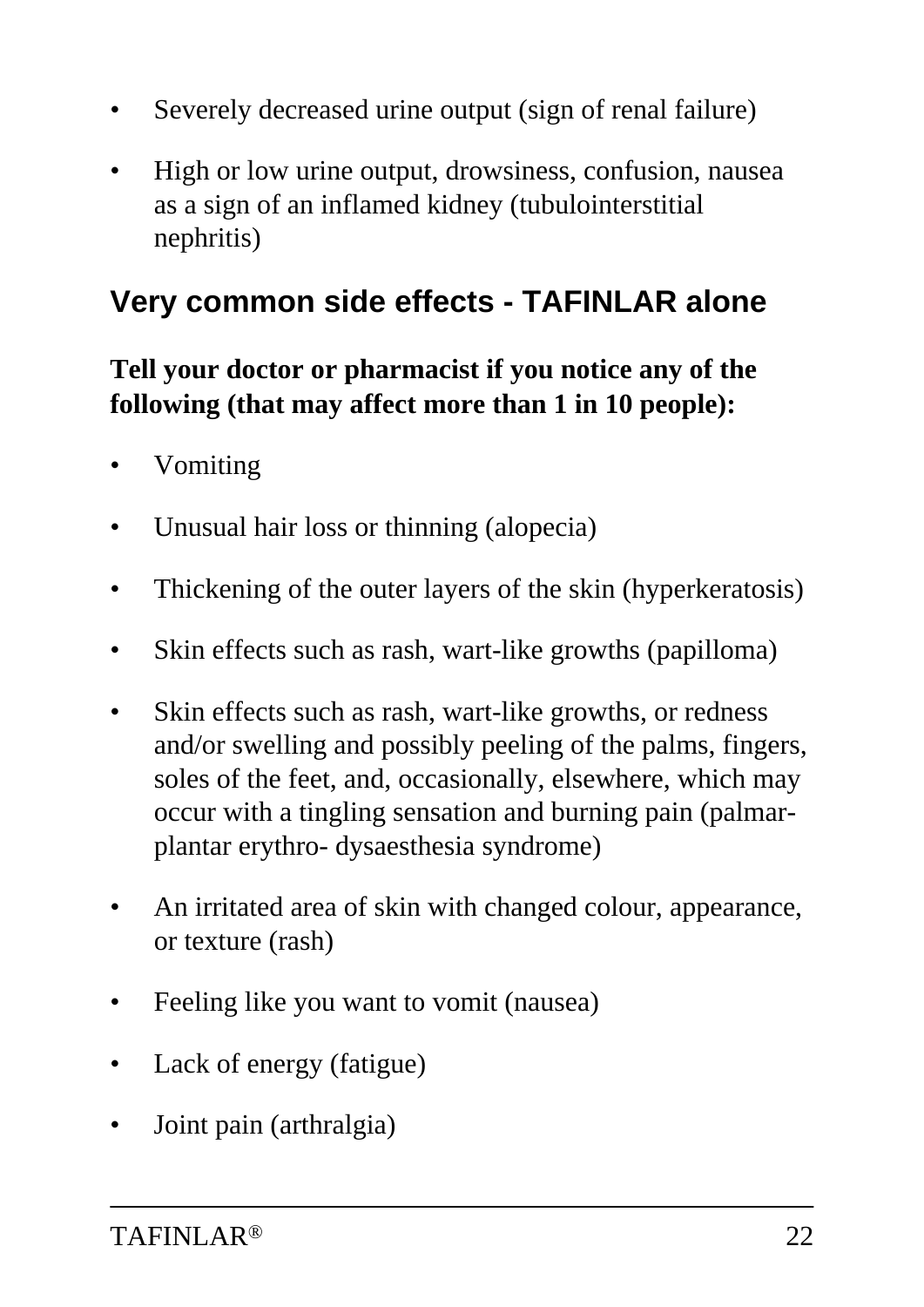- Severely decreased urine output (sign of renal failure)
- High or low urine output, drowsiness, confusion, nausea as a sign of an inflamed kidney (tubulointerstitial nephritis)

## Very common side effects - TAFINLAR alone

**Tell your doctor or pharmacist if you notice any of the following (that may affect more than 1 in 10 people):**

- Vomiting
- Unusual hair loss or thinning (alopecia)
- Thickening of the outer layers of the skin (hyperkeratosis)
- Skin effects such as rash, wart-like growths (papilloma)
- Skin effects such as rash, wart-like growths, or redness and/or swelling and possibly peeling of the palms, fingers, soles of the feet, and, occasionally, elsewhere, which may occur with a tingling sensation and burning pain (palmar-plantar erythro- dysaesthesia syndrome)
- An irritated area of skin with changed colour, appearance, or texture (rash)
- Feeling like you want to vomit (nausea)
- Lack of energy (fatigue)
- Joint pain (arthralgia)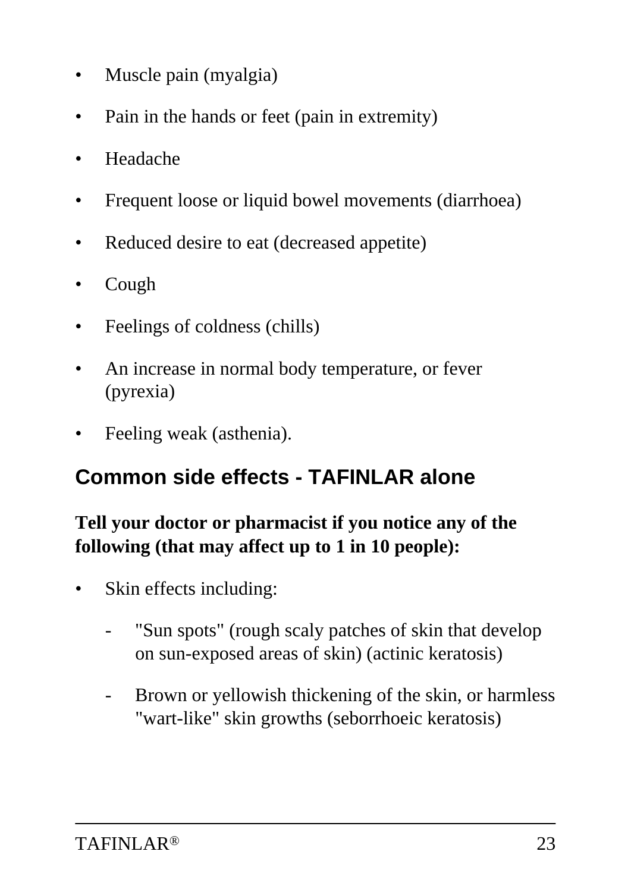- Muscle pain (myalgia)
- Pain in the hands or feet (pain in extremity)
- Headache
- Frequent loose or liquid bowel movements (diarrhoea)
- Reduced desire to eat (decreased appetite)
- Cough
- Feelings of coldness (chills)
- An increase in normal body temperature, or fever (pyrexia)
- Feeling weak (asthenia).

## Common side effects - TAFINLAR alone

**Tell your doctor or pharmacist if you notice any of the following (that may affect up to 1 in 10 people):**

- Skin effects including:
  - "Sun spots" (rough scaly patches of skin that develop on sun-exposed areas of skin) (actinic keratosis)
  - Brown or yellowish thickening of the skin, or harmless "wart-like" skin growths (seborrhoeic keratosis)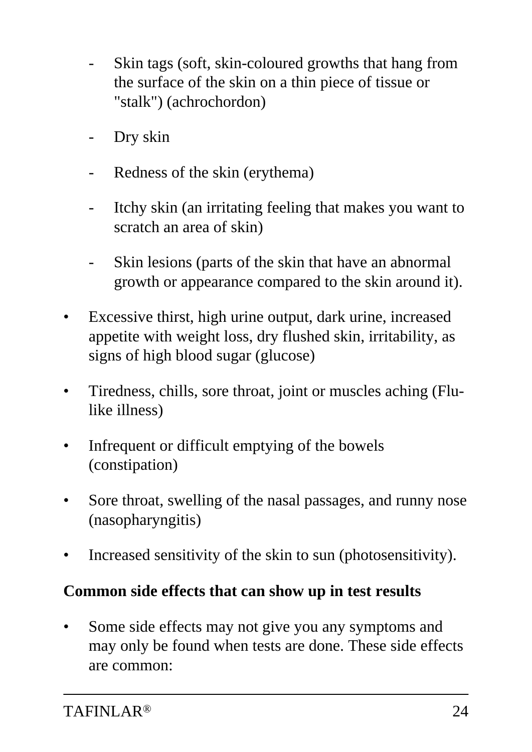- Skin tags (soft, skin-coloured growths that hang from the surface of the skin on a thin piece of tissue or "stalk") (achrochordon)
  - Dry skin
  - Redness of the skin (erythema)
  - Itchy skin (an irritating feeling that makes you want to scratch an area of skin)
  - Skin lesions (parts of the skin that have an abnormal growth or appearance compared to the skin around it).
- Excessive thirst, high urine output, dark urine, increased appetite with weight loss, dry flushed skin, irritability, as signs of high blood sugar (glucose)
- Tiredness, chills, sore throat, joint or muscles aching (Flu-like illness)
- Infrequent or difficult emptying of the bowels (constipation)
- Sore throat, swelling of the nasal passages, and runny nose (nasopharyngitis)
- Increased sensitivity of the skin to sun (photosensitivity).

**Common side effects that can show up in test results**

- Some side effects may not give you any symptoms and may only be found when tests are done. These side effects are common: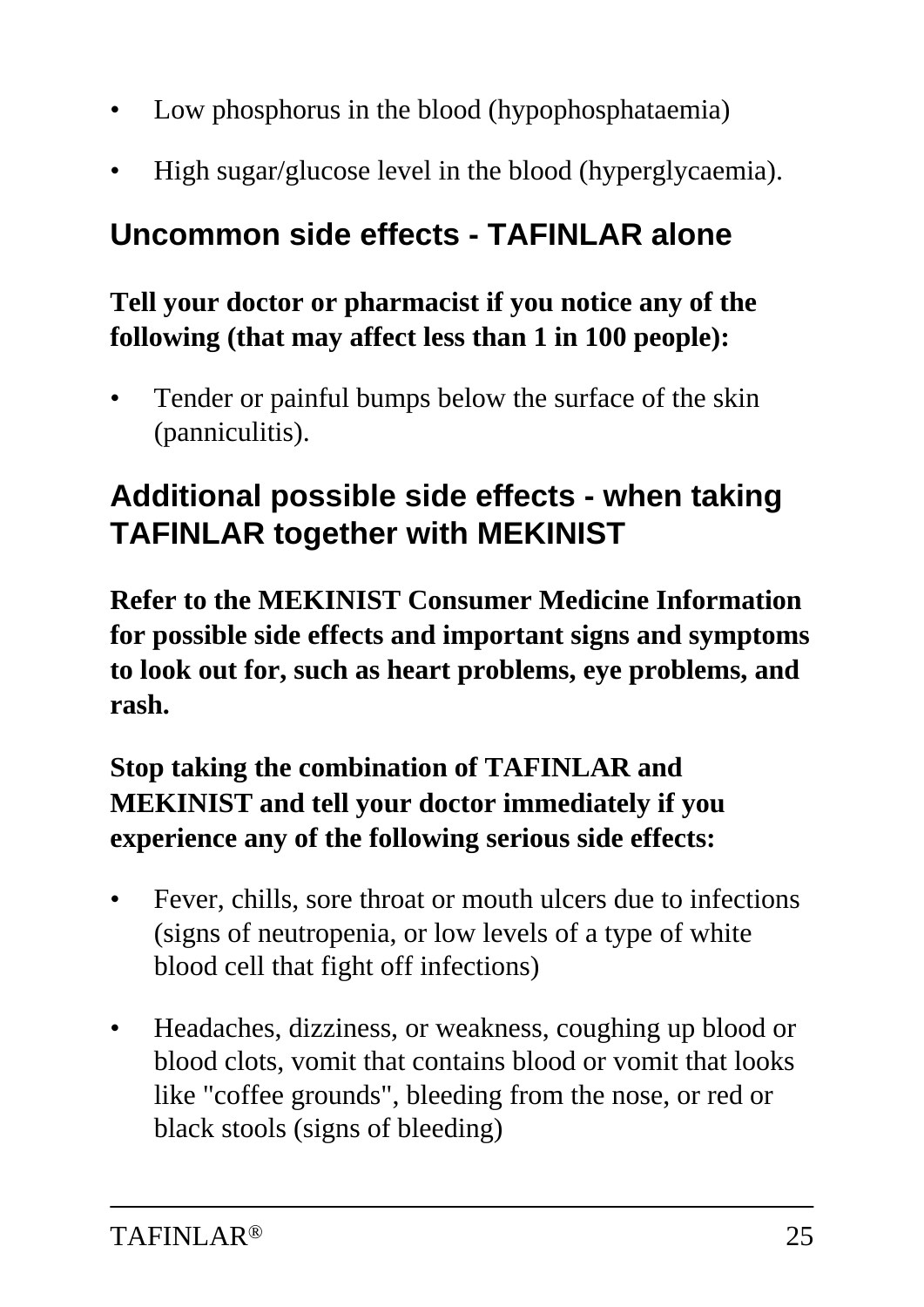- Low phosphorus in the blood (hypophosphataemia)
- High sugar/glucose level in the blood (hyperglycaemia).

## Uncommon side effects - TAFINLAR alone

**Tell your doctor or pharmacist if you notice any of the following (that may affect less than 1 in 100 people):**

- Tender or painful bumps below the surface of the skin (panniculitis).

## Additional possible side effects - when taking TAFINLAR together with MEKINIST

**Refer to the MEKINIST Consumer Medicine Information for possible side effects and important signs and symptoms to look out for, such as heart problems, eye problems, and rash.**

**Stop taking the combination of TAFINLAR and MEKINIST and tell your doctor immediately if you experience any of the following serious side effects:**

- Fever, chills, sore throat or mouth ulcers due to infections (signs of neutropenia, or low levels of a type of white blood cell that fight off infections)
- Headaches, dizziness, or weakness, coughing up blood or blood clots, vomit that contains blood or vomit that looks like "coffee grounds", bleeding from the nose, or red or black stools (signs of bleeding)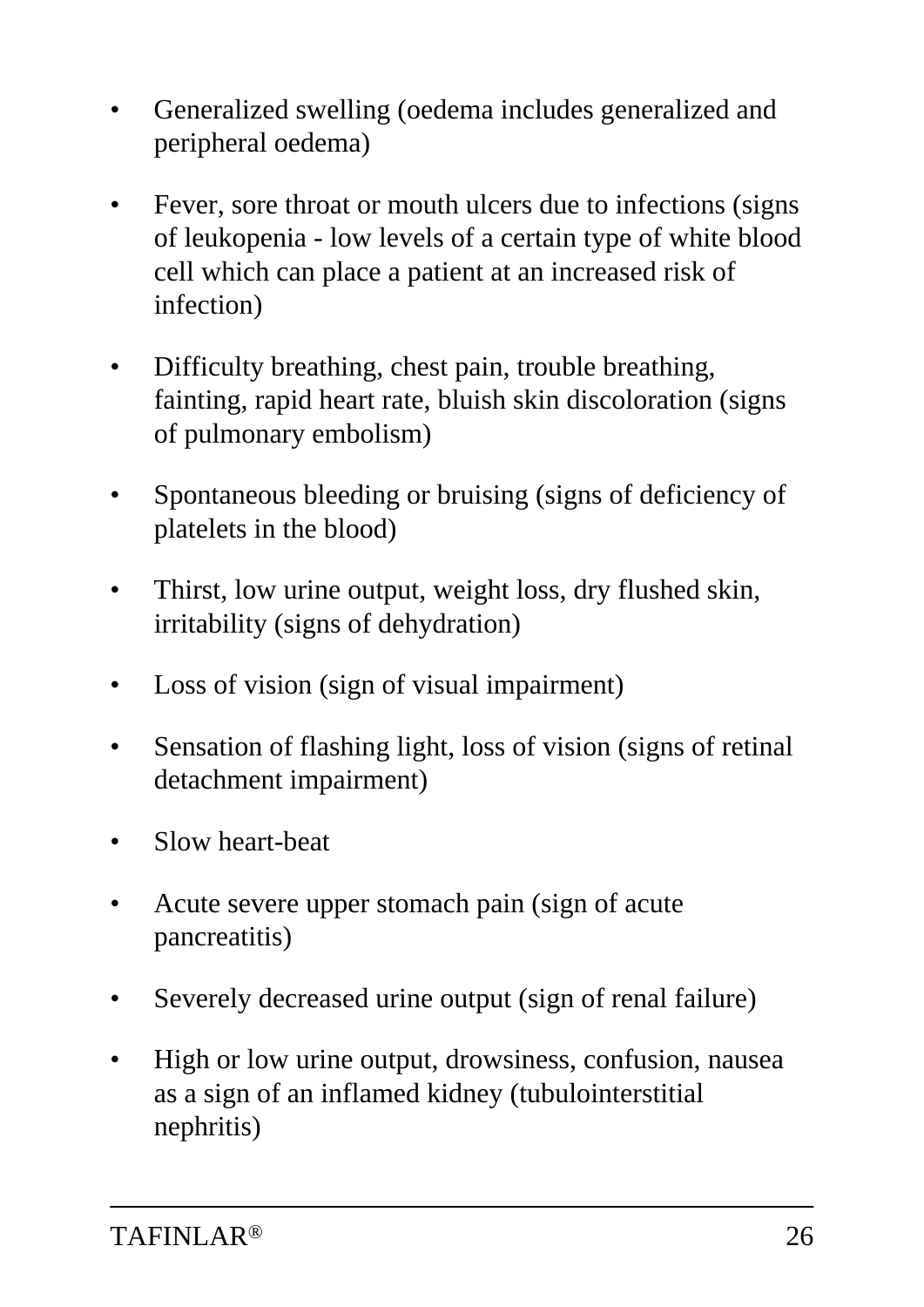- Generalized swelling (oedema includes generalized and peripheral oedema)

- Fever, sore throat or mouth ulcers due to infections (signs of leukopenia - low levels of a certain type of white blood cell which can place a patient at an increased risk of infection)

- Difficulty breathing, chest pain, trouble breathing, fainting, rapid heart rate, bluish skin discoloration (signs of pulmonary embolism)

- Spontaneous bleeding or bruising (signs of deficiency of platelets in the blood)

- Thirst, low urine output, weight loss, dry flushed skin, irritability (signs of dehydration)

- Loss of vision (sign of visual impairment)

- Sensation of flashing light, loss of vision (signs of retinal detachment impairment)

- Slow heart-beat

- Acute severe upper stomach pain (sign of acute pancreatitis)

- Severely decreased urine output (sign of renal failure)

- High or low urine output, drowsiness, confusion, nausea as a sign of an inflamed kidney (tubulointerstitial nephritis)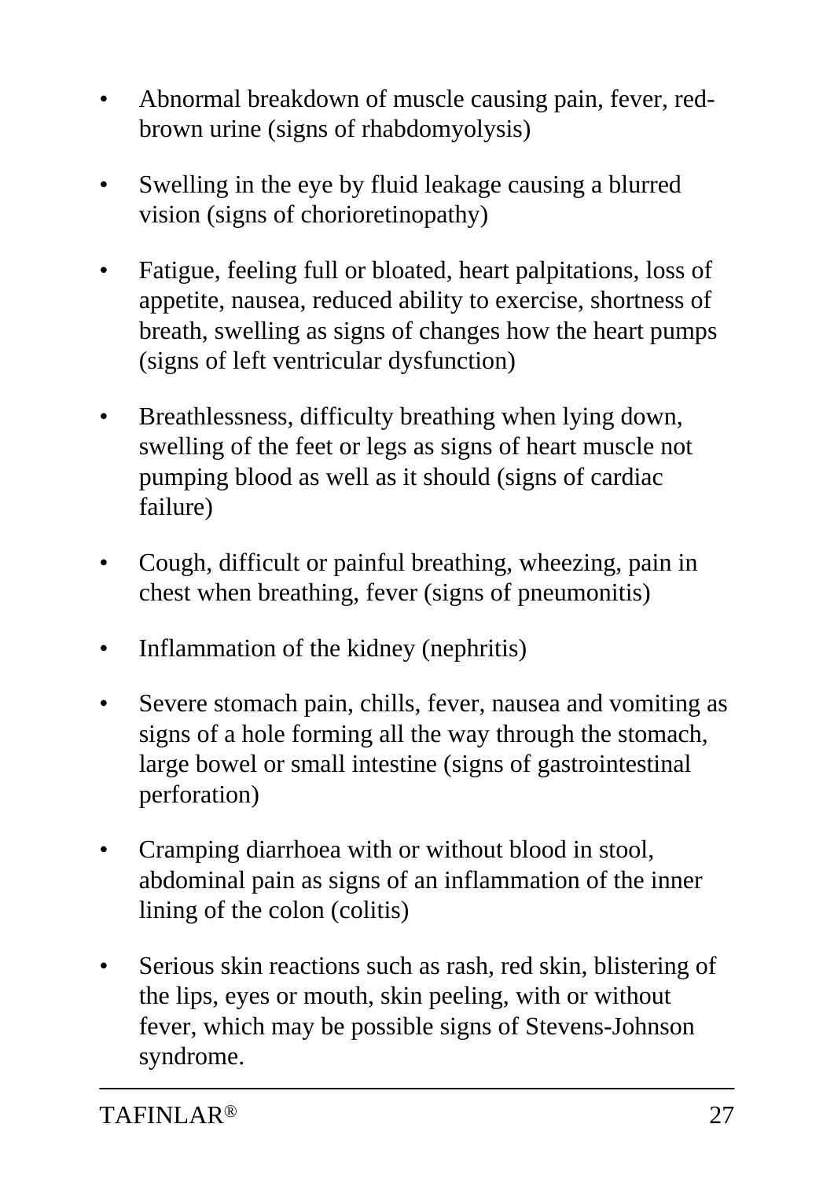- Abnormal breakdown of muscle causing pain, fever, red-brown urine (signs of rhabdomyolysis)
- Swelling in the eye by fluid leakage causing a blurred vision (signs of chorioretinopathy)
- Fatigue, feeling full or bloated, heart palpitations, loss of appetite, nausea, reduced ability to exercise, shortness of breath, swelling as signs of changes how the heart pumps (signs of left ventricular dysfunction)
- Breathlessness, difficulty breathing when lying down, swelling of the feet or legs as signs of heart muscle not pumping blood as well as it should (signs of cardiac failure)
- Cough, difficult or painful breathing, wheezing, pain in chest when breathing, fever (signs of pneumonitis)
- Inflammation of the kidney (nephritis)
- Severe stomach pain, chills, fever, nausea and vomiting as signs of a hole forming all the way through the stomach, large bowel or small intestine (signs of gastrointestinal perforation)
- Cramping diarrhoea with or without blood in stool, abdominal pain as signs of an inflammation of the inner lining of the colon (colitis)
- Serious skin reactions such as rash, red skin, blistering of the lips, eyes or mouth, skin peeling, with or without fever, which may be possible signs of Stevens-Johnson syndrome.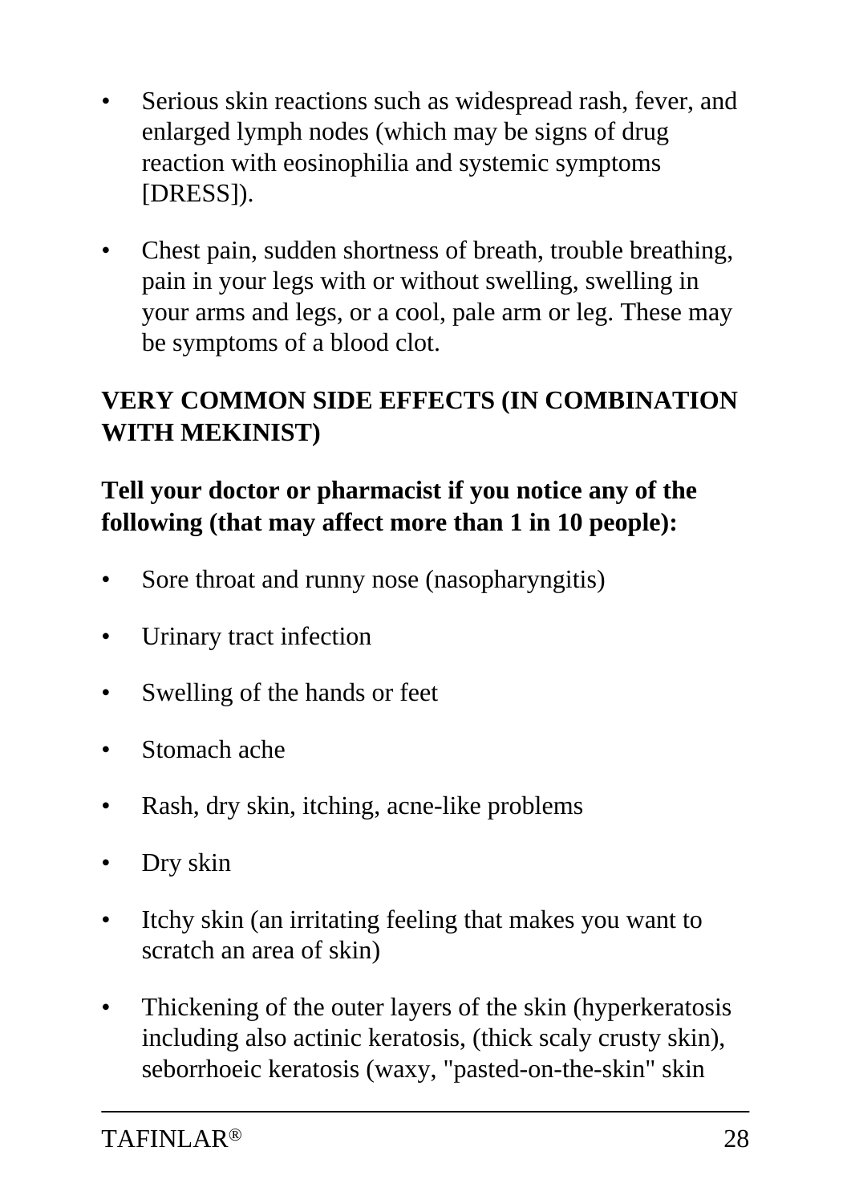- Serious skin reactions such as widespread rash, fever, and enlarged lymph nodes (which may be signs of drug reaction with eosinophilia and systemic symptoms [DRESS]).
- Chest pain, sudden shortness of breath, trouble breathing, pain in your legs with or without swelling, swelling in your arms and legs, or a cool, pale arm or leg. These may be symptoms of a blood clot.

**VERY COMMON SIDE EFFECTS (IN COMBINATION WITH MEKINIST)**

**Tell your doctor or pharmacist if you notice any of the following (that may affect more than 1 in 10 people):**

- Sore throat and runny nose (nasopharyngitis)
- Urinary tract infection
- Swelling of the hands or feet
- Stomach ache
- Rash, dry skin, itching, acne-like problems
- Dry skin
- Itchy skin (an irritating feeling that makes you want to scratch an area of skin)
- Thickening of the outer layers of the skin (hyperkeratosis including also actinic keratosis, (thick scaly crusty skin), seborrhoeic keratosis (waxy, "pasted-on-the-skin" skin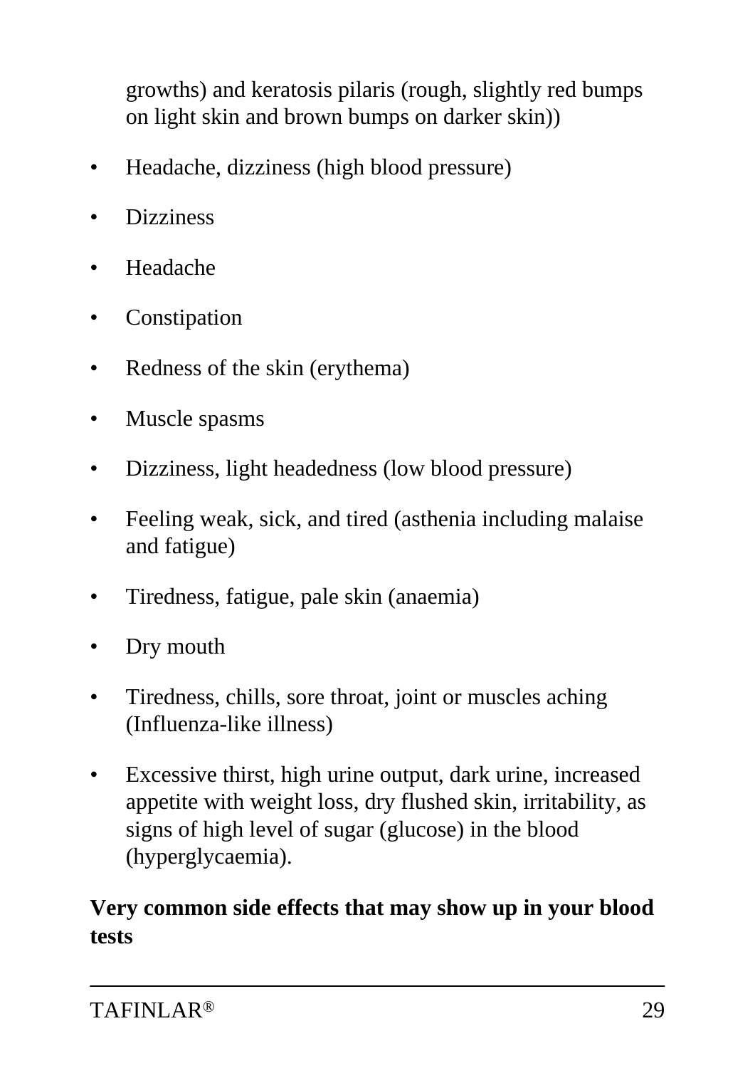growths) and keratosis pilaris (rough, slightly red bumps on light skin and brown bumps on darker skin))

- Headache, dizziness (high blood pressure)
- Dizziness
- Headache
- Constipation
- Redness of the skin (erythema)
- Muscle spasms
- Dizziness, light headedness (low blood pressure)
- Feeling weak, sick, and tired (asthenia including malaise and fatigue)
- Tiredness, fatigue, pale skin (anaemia)
- Dry mouth
- Tiredness, chills, sore throat, joint or muscles aching (Influenza-like illness)
- Excessive thirst, high urine output, dark urine, increased appetite with weight loss, dry flushed skin, irritability, as signs of high level of sugar (glucose) in the blood (hyperglycaemia).

**Very common side effects that may show up in your blood tests**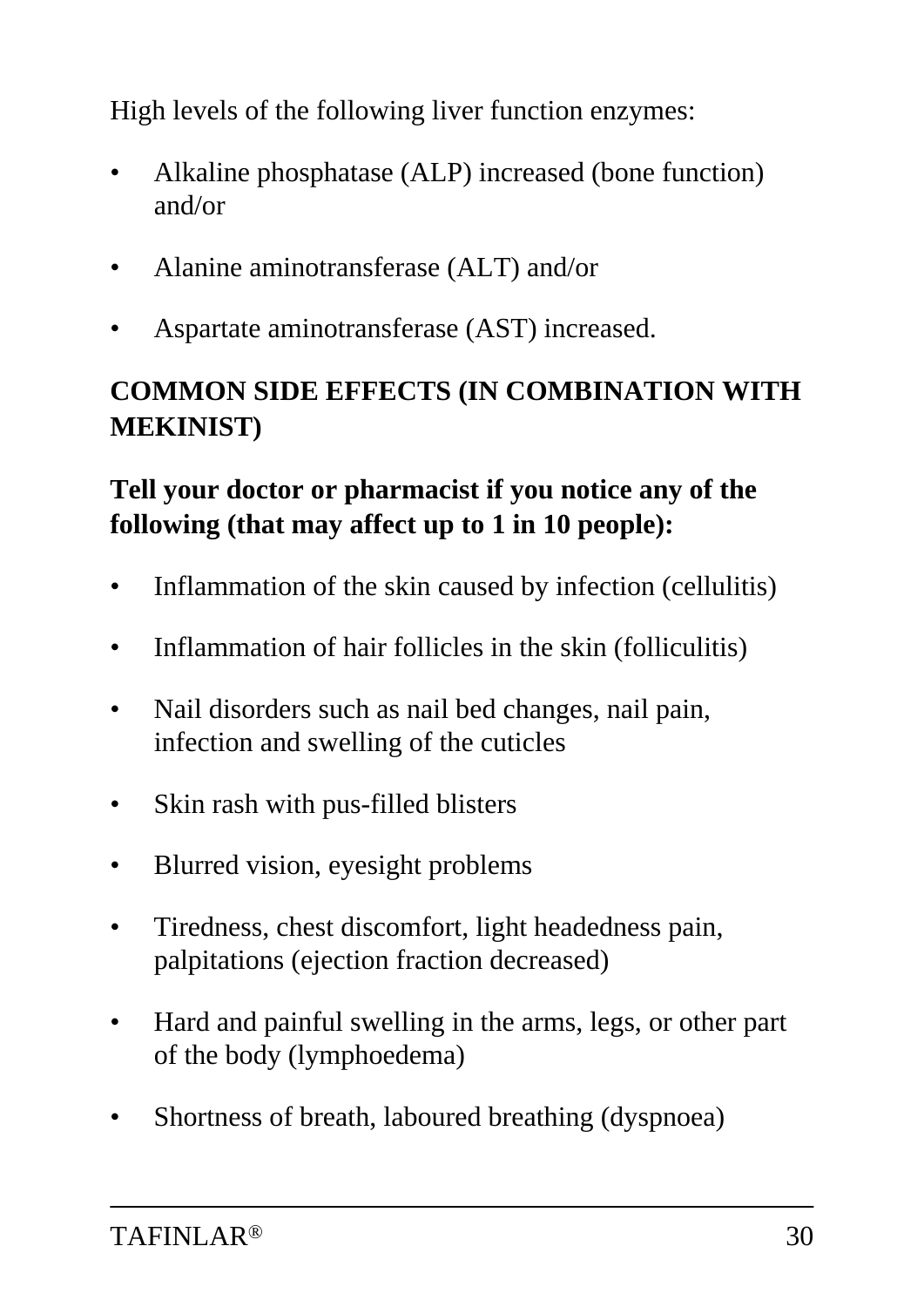High levels of the following liver function enzymes:

- Alkaline phosphatase (ALP) increased (bone function) and/or
- Alanine aminotransferase (ALT) and/or
- Aspartate aminotransferase (AST) increased.

## COMMON SIDE EFFECTS (IN COMBINATION WITH MEKINIST)

**Tell your doctor or pharmacist if you notice any of the following (that may affect up to 1 in 10 people):**

- Inflammation of the skin caused by infection (cellulitis)
- Inflammation of hair follicles in the skin (folliculitis)
- Nail disorders such as nail bed changes, nail pain, infection and swelling of the cuticles
- Skin rash with pus-filled blisters
- Blurred vision, eyesight problems
- Tiredness, chest discomfort, light headedness pain, palpitations (ejection fraction decreased)
- Hard and painful swelling in the arms, legs, or other part of the body (lymphoedema)
- Shortness of breath, laboured breathing (dyspnoea)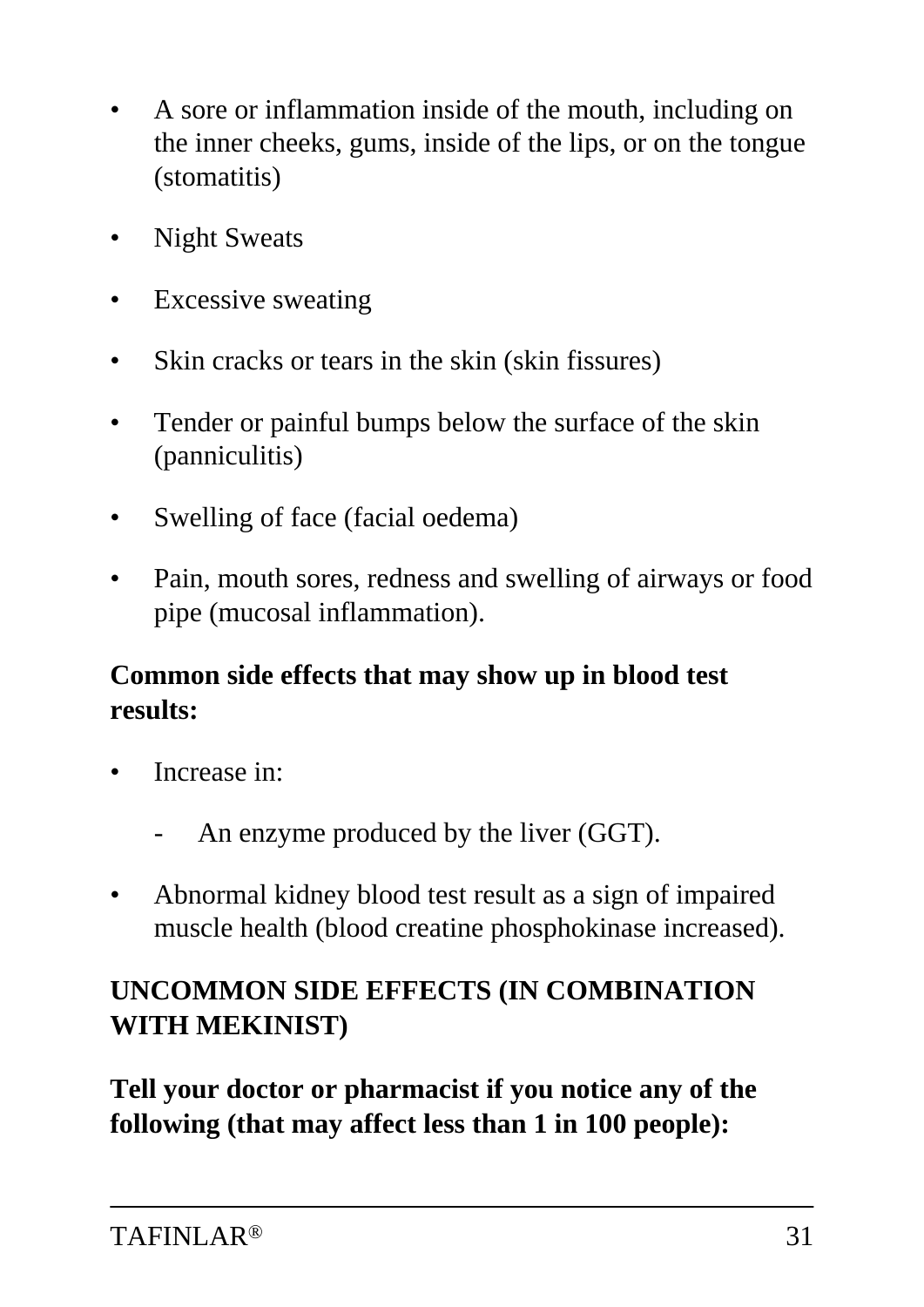- A sore or inflammation inside of the mouth, including on the inner cheeks, gums, inside of the lips, or on the tongue (stomatitis)
- Night Sweats
- Excessive sweating
- Skin cracks or tears in the skin (skin fissures)
- Tender or painful bumps below the surface of the skin (panniculitis)
- Swelling of face (facial oedema)
- Pain, mouth sores, redness and swelling of airways or food pipe (mucosal inflammation).

**Common side effects that may show up in blood test results:**

- Increase in:
  - An enzyme produced by the liver (GGT).
- Abnormal kidney blood test result as a sign of impaired muscle health (blood creatine phosphokinase increased).

**UNCOMMON SIDE EFFECTS (IN COMBINATION WITH MEKINIST)**

**Tell your doctor or pharmacist if you notice any of the following (that may affect less than 1 in 100 people):**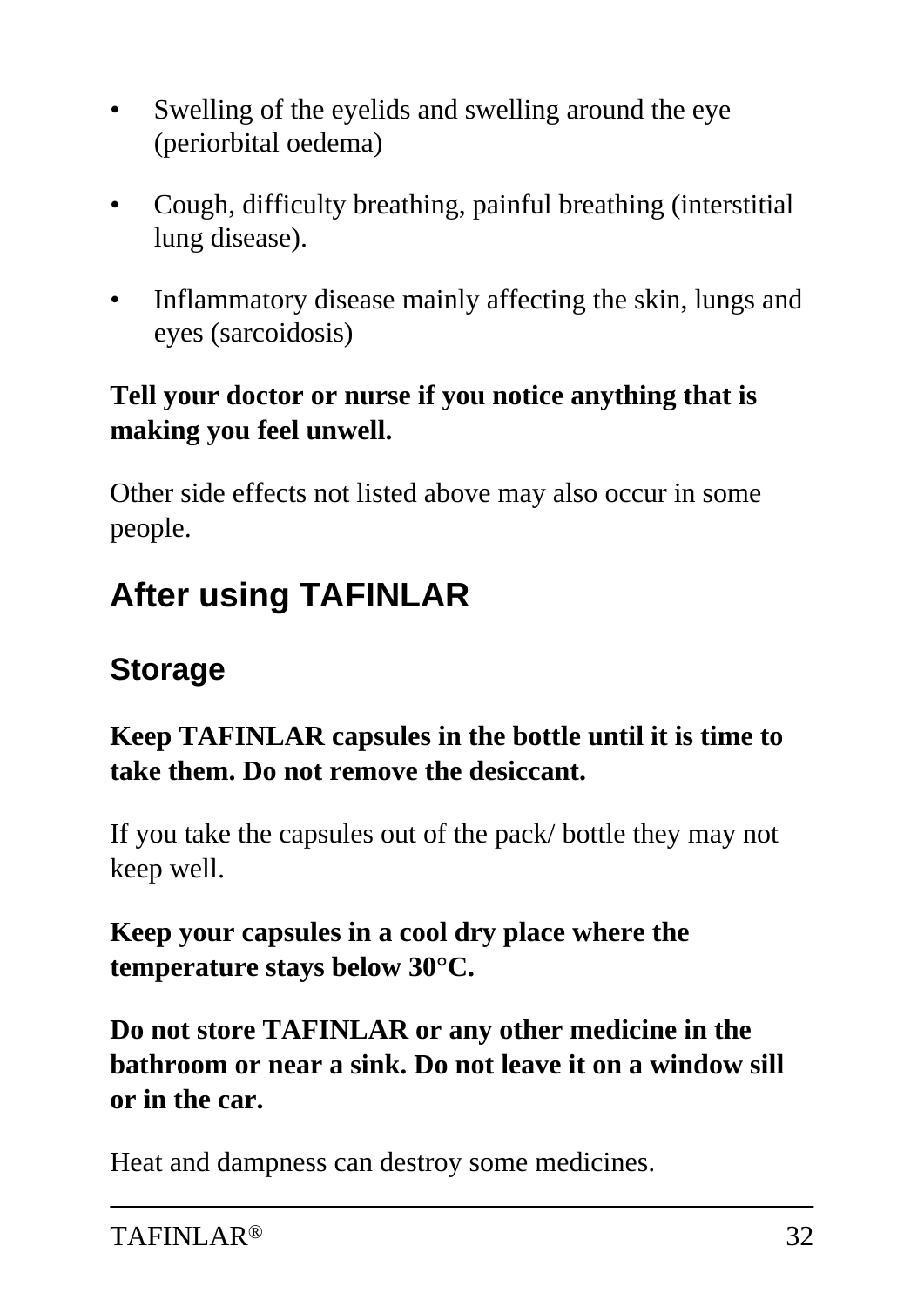- Swelling of the eyelids and swelling around the eye (periorbital oedema)
- Cough, difficulty breathing, painful breathing (interstitial lung disease).
- Inflammatory disease mainly affecting the skin, lungs and eyes (sarcoidosis)

**Tell your doctor or nurse if you notice anything that is making you feel unwell.**

Other side effects not listed above may also occur in some people.

# After using TAFINLAR

## Storage

**Keep TAFINLAR capsules in the bottle until it is time to take them. Do not remove the desiccant.**

If you take the capsules out of the pack/ bottle they may not keep well.

**Keep your capsules in a cool dry place where the temperature stays below 30°C.**

**Do not store TAFINLAR or any other medicine in the bathroom or near a sink. Do not leave it on a window sill or in the car.**

Heat and dampness can destroy some medicines.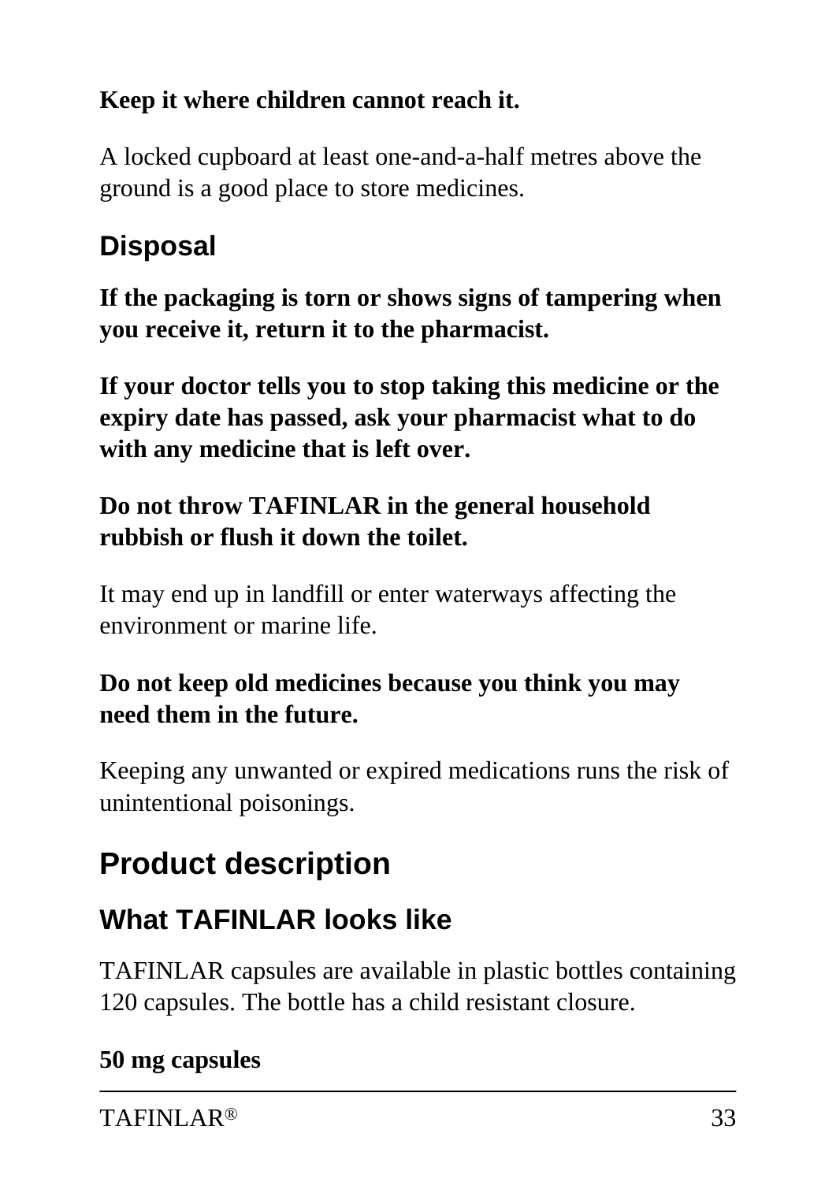**Keep it where children cannot reach it.**

A locked cupboard at least one-and-a-half metres above the ground is a good place to store medicines.

## Disposal

**If the packaging is torn or shows signs of tampering when you receive it, return it to the pharmacist.**

**If your doctor tells you to stop taking this medicine or the expiry date has passed, ask your pharmacist what to do with any medicine that is left over.**

**Do not throw TAFINLAR in the general household rubbish or flush it down the toilet.**

It may end up in landfill or enter waterways affecting the environment or marine life.

**Do not keep old medicines because you think you may need them in the future.**

Keeping any unwanted or expired medications runs the risk of unintentional poisonings.

# Product description

## What TAFINLAR looks like

TAFINLAR capsules are available in plastic bottles containing 120 capsules. The bottle has a child resistant closure.

**50 mg capsules**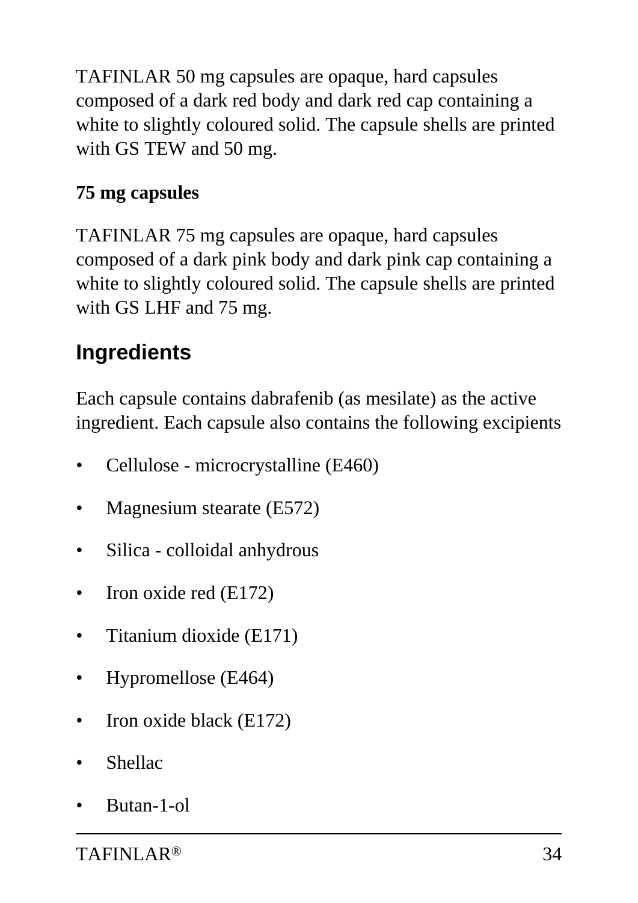TAFINLAR 50 mg capsules are opaque, hard capsules composed of a dark red body and dark red cap containing a white to slightly coloured solid. The capsule shells are printed with GS TEW and 50 mg.

**75 mg capsules**

TAFINLAR 75 mg capsules are opaque, hard capsules composed of a dark pink body and dark pink cap containing a white to slightly coloured solid. The capsule shells are printed with GS LHF and 75 mg.

## Ingredients

Each capsule contains dabrafenib (as mesilate) as the active ingredient. Each capsule also contains the following excipients

- Cellulose - microcrystalline (E460)
- Magnesium stearate (E572)
- Silica - colloidal anhydrous
- Iron oxide red (E172)
- Titanium dioxide (E171)
- Hypromellose (E464)
- Iron oxide black (E172)
- Shellac
- Butan-1-ol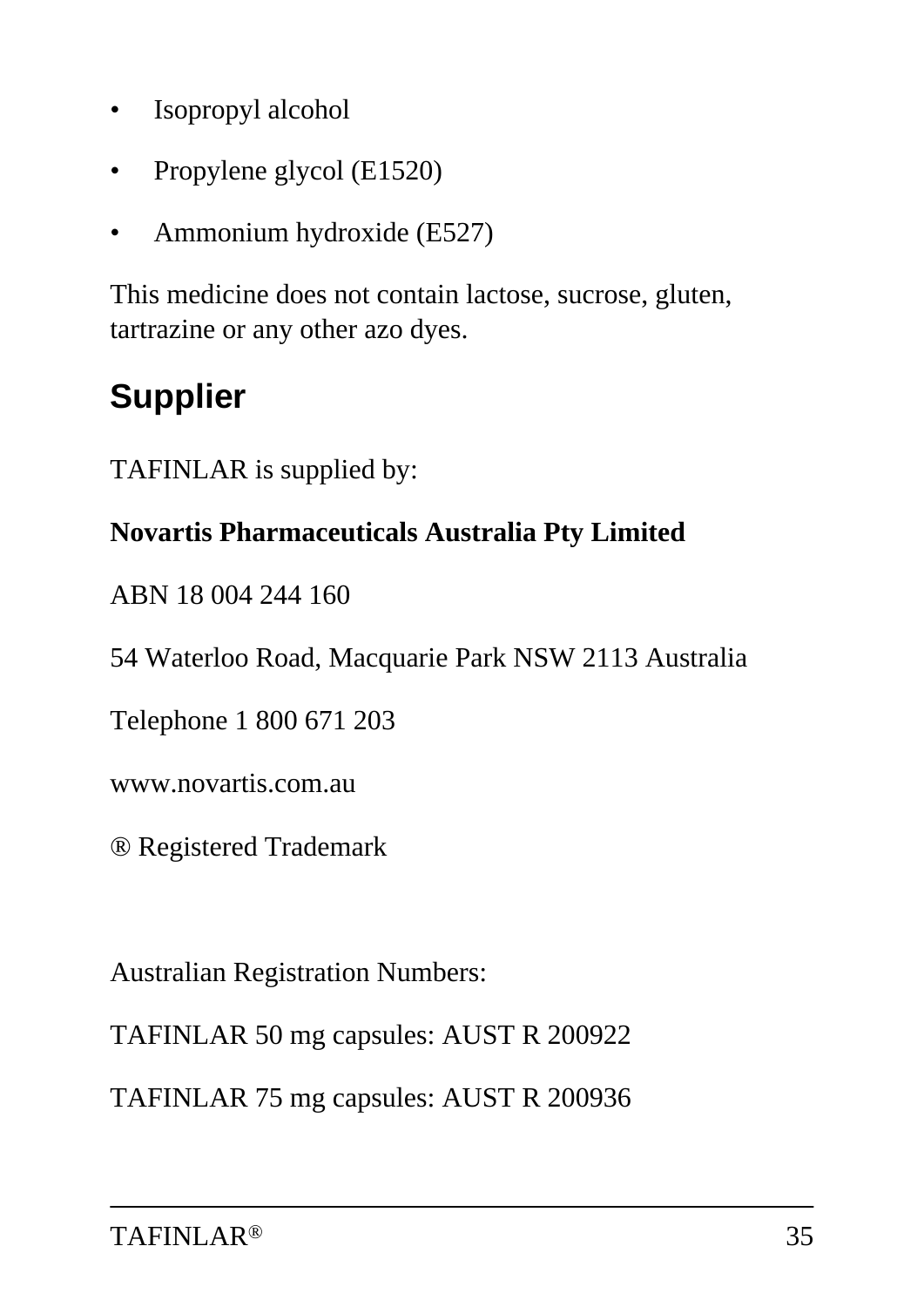- Isopropyl alcohol
- Propylene glycol (E1520)
- Ammonium hydroxide (E527)

This medicine does not contain lactose, sucrose, gluten, tartrazine or any other azo dyes.

## Supplier

TAFINLAR is supplied by:

**Novartis Pharmaceuticals Australia Pty Limited**

ABN 18 004 244 160

54 Waterloo Road, Macquarie Park NSW 2113 Australia

Telephone 1 800 671 203

www.novartis.com.au

® Registered Trademark

Australian Registration Numbers:

TAFINLAR 50 mg capsules: AUST R 200922

TAFINLAR 75 mg capsules: AUST R 200936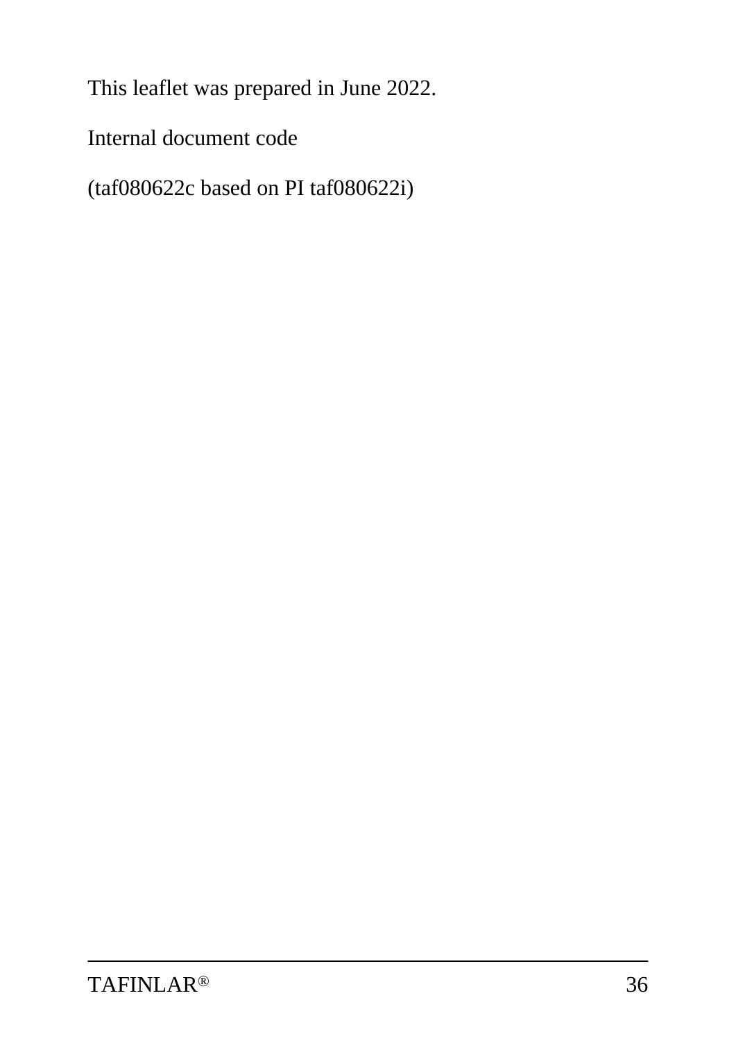This leaflet was prepared in June 2022.

Internal document code

(taf080622c based on PI taf080622i)